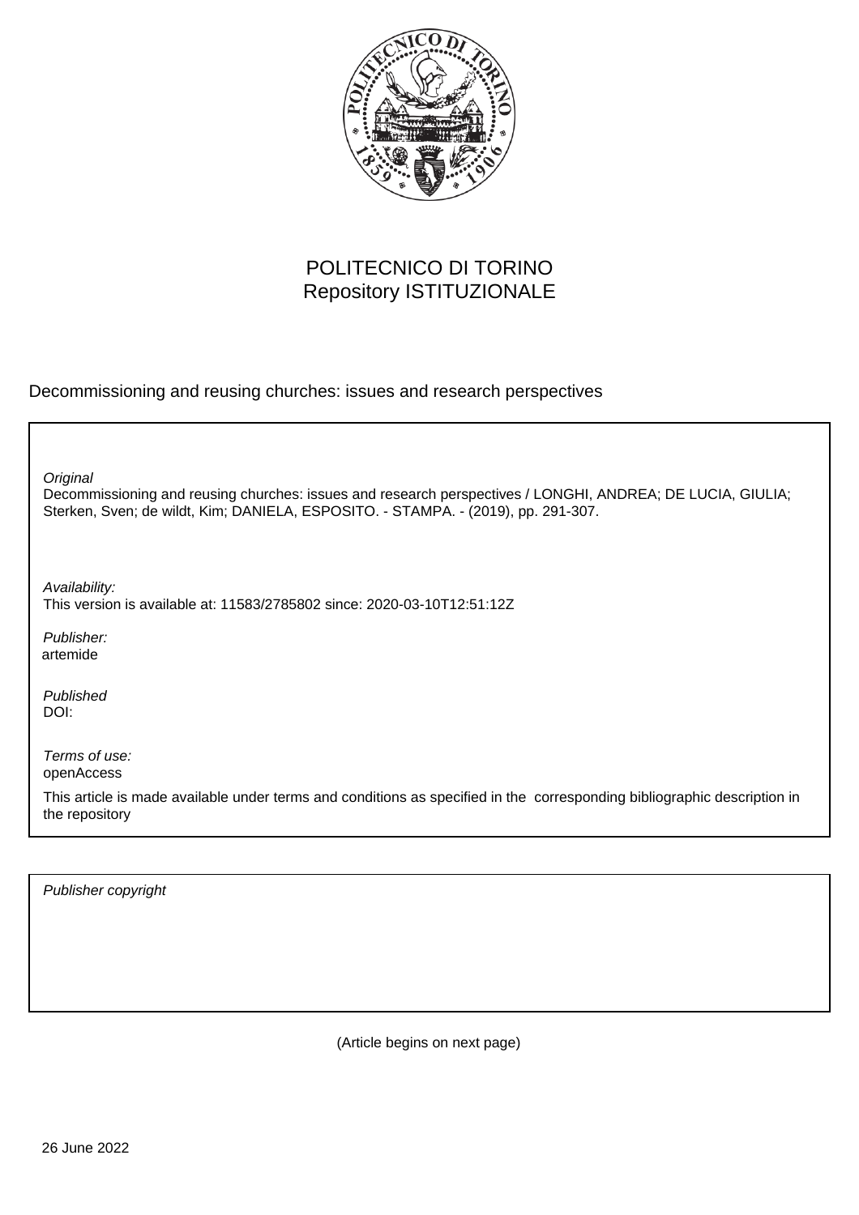POLITECNICO DI TORINO
Repository ISTITUZIONALE

Decommissioning and reusing churches: issues and research perspectives

*Original*
Decommissioning and reusing churches: issues and research perspectives / LONGHI, ANDREA; DE LUCIA, GIULIA; Sterken, Sven; de wildt, Kim; DANIELA, ESPOSITO. - STAMPA. - (2019), pp. 291-307.

*Availability:*
This version is available at: 11583/2785802 since: 2020-03-10T12:51:12Z

*Publisher:*
artemide

*Published*
DOI:

*Terms of use:*
openAccess

This article is made available under terms and conditions as specified in the corresponding bibliographic description in the repository

*Publisher copyright*

(Article begins on next page)

26 June 2022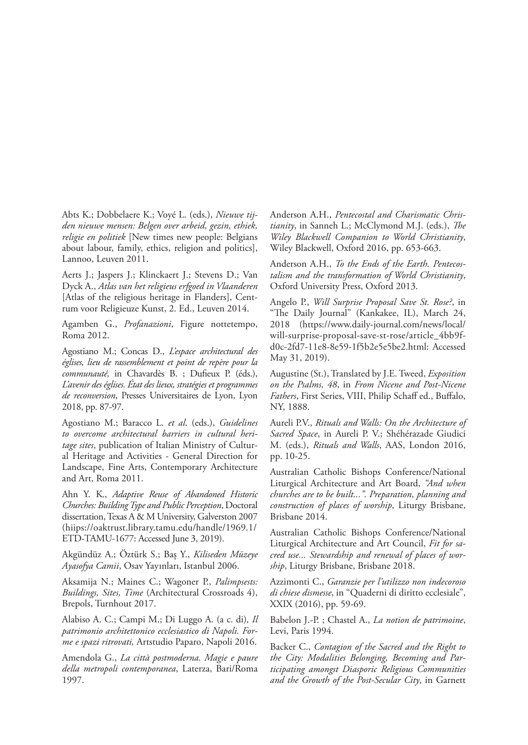Abts K.; Dobbelaere K.; Voyé L. (eds.), *Nieuwe tijden nieuwe mensen: Belgen over arbeid, gezin, ethiek, religie en politiek* [New times new people: Belgians about labour, family, ethics, religion and politics], Lannoo, Leuven 2011.

Aerts J.; Jaspers J.; Klinckaert J.; Stevens D.; Van Dyck A., *Atlas van het religieus erfgoed in Vlaanderen* [Atlas of the religious heritage in Flanders], Centrum voor Religieuze Kunst, 2. Ed., Leuven 2014.

Agamben G., *Profanazioni*, Figure nottetempo, Roma 2012.

Agostiano M.; Concas D., *L'espace architectural des églises, lieu de rassemblement et point de repère pour la communauté,* in Chavardès B. ; Dufieux P. (éds.), *L'avenir des églises. État des lieux, stratégies et programmes de reconversion*, Presses Universitaires de Lyon, Lyon 2018, pp. 87-97.

Agostiano M.; Baracco L. *et al.* (eds.), *Guidelines to overcome architectural barriers in cultural heritage sites*, publication of Italian Ministry of Cultural Heritage and Activities - General Direction for Landscape, Fine Arts, Contemporary Architecture and Art, Roma 2011.

Ahn Y. K., *Adaptive Reuse of Abandoned Historic Churches: Building Type and Public Perception*, Doctoral dissertation, Texas A & M University, Galverston 2007 (hiips://oaktrust.library.tamu.edu/handle/1969.1/ETD-TAMU-1677: Accessed June 3, 2019).

Akgündüz A.; Öztürk S.; Baş Y., *Kiliseden Müzeye Ayasofya Camii*, Osav Yayınları, Istanbul 2006.

Aksamija N.; Maines C.; Wagoner P., *Palimpsests: Buildings, Sites, Time* (Architectural Crossroads 4), Brepols, Turnhout 2017.

Alabiso A. C.; Campi M.; Di Luggo A. (a c. di)*, Il patrimonio architettonico ecclesiastico di Napoli. Forme e spazi ritrovati,* Artstudio Paparo, Napoli 2016.

Amendola G., *La città postmoderna. Magie e paure della metropoli contemporanea*, Laterza, Bari/Roma 1997.

Anderson A.H., *Pentecostal and Charismatic Christianity*, in Sanneh L.; McClymond M.J. (eds.), *The Wiley Blackwell Companion to World Christianity*, Wiley Blackwell, Oxford 2016, pp. 653-663.

Anderson A.H., *To the Ends of the Earth. Pentecostalism and the transformation of World Christianity*, Oxford University Press, Oxford 2013.

Angelo P., *Will Surprise Proposal Save St. Rose?*, in "The Daily Journal" (Kankakee, IL), March 24, 2018 (https://www.daily-journal.com/news/local/will-surprise-proposal-save-st-rose/article_4bb9fd0c-2fd7-11e8-8e59-1f5b2e5e5be2.html: Accessed May 31, 2019).

Augustine (St.), Translated by J.E. Tweed, *Exposition on the Psalms, 48*, in *From Nicene and Post-Nicene Fathers*, First Series, VIII, Philip Schaff ed., Buffalo, NY, 1888.

Aureli P.V., *Rituals and Walls: On the Architecture of Sacred Space*, in Aureli P. V.; Shéhérazade Giudici M. (eds.), *Rituals and Walls*, AAS, London 2016, pp. 10-25.

Australian Catholic Bishops Conference/National Liturgical Architecture and Art Board, *"And when churches are to be built...". Preparation, planning and construction of places of worship*, Liturgy Brisbane, Brisbane 2014.

Australian Catholic Bishops Conference/National Liturgical Architecture and Art Council, *Fit for sacred use... Stewardship and renewal of places of worship*, Liturgy Brisbane, Brisbane 2018.

Azzimonti C., *Garanzie per l'utilizzo non indecoroso di chiese dismesse*, in "Quaderni di diritto ecclesiale", XXIX (2016), pp. 59-69.

Babelon J.-P. ; Chastel A., *La notion de patrimoine*, Levi, Paris 1994.

Backer C., *Contagion of the Sacred and the Right to the City: Modalities Belonging, Becoming and Participating amongst Diasporic Religious Communities and the Growth of the Post-Secular City*, in Garnett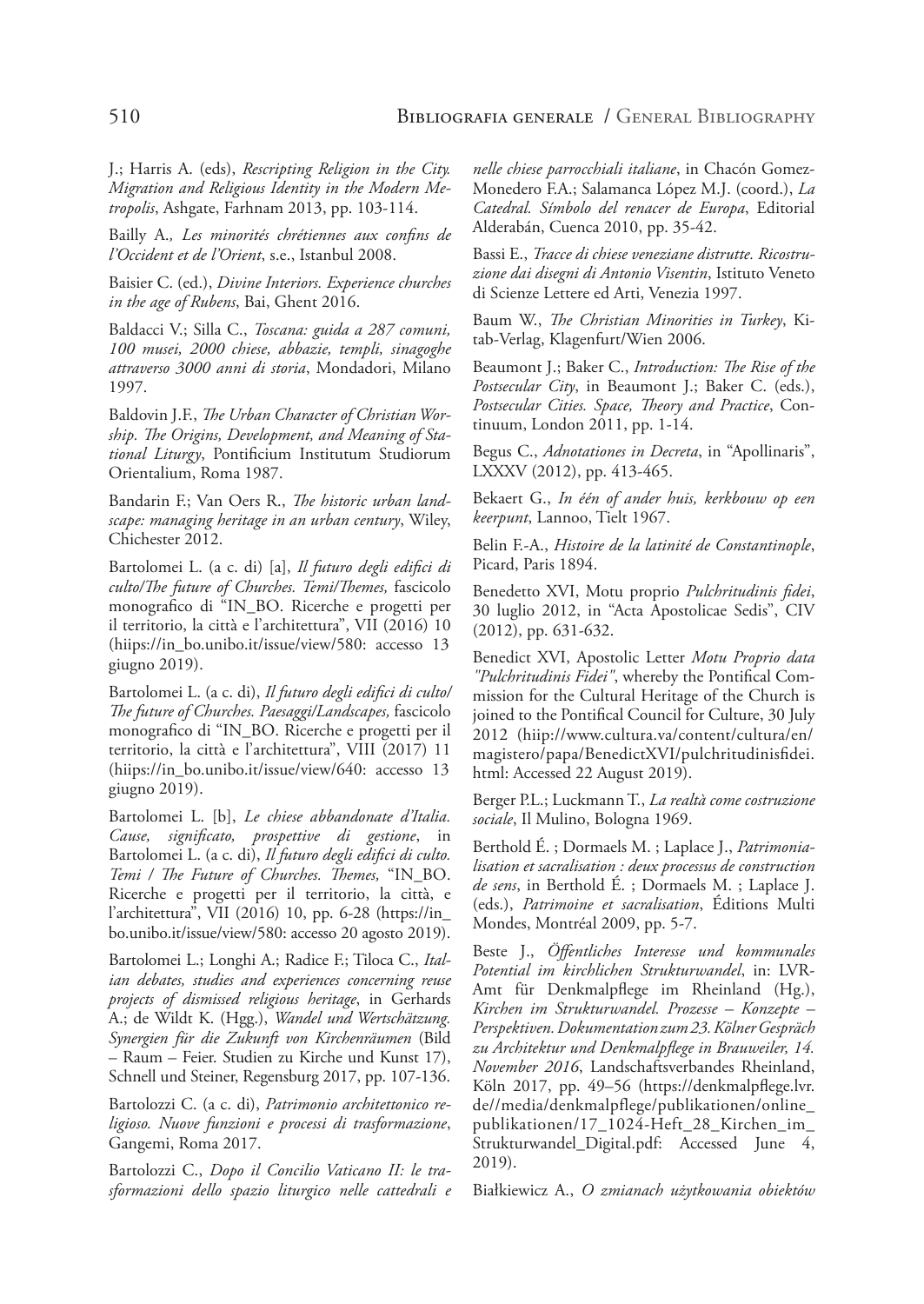J.; Harris A. (eds), *Rescripting Religion in the City. Migration and Religious Identity in the Modern Metropolis*, Ashgate, Farhnam 2013, pp. 103-114.

Bailly A., *Les minorités chrétiennes aux confins de l'Occident et de l'Orient*, s.e., Istanbul 2008.

Baisier C. (ed.), *Divine Interiors. Experience churches in the age of Rubens*, Bai, Ghent 2016.

Baldacci V.; Silla C., *Toscana: guida a 287 comuni, 100 musei, 2000 chiese, abbazie, templi, sinagoghe attraverso 3000 anni di storia*, Mondadori, Milano 1997.

Baldovin J.F., *The Urban Character of Christian Worship. The Origins, Development, and Meaning of Stational Liturgy*, Pontificium Institutum Studiorum Orientalium, Roma 1987.

Bandarin F.; Van Oers R., *The historic urban landscape: managing heritage in an urban century*, Wiley, Chichester 2012.

Bartolomei L. (a c. di) [a], *Il futuro degli edifici di culto/The future of Churches. Temi/Themes,* fascicolo monografico di "IN_BO. Ricerche e progetti per il territorio, la città e l'architettura", VII (2016) 10 (hiips://in_bo.unibo.it/issue/view/580: accesso 13 giugno 2019).

Bartolomei L. (a c. di), *Il futuro degli edifici di culto/The future of Churches. Paesaggi/Landscapes,* fascicolo monografico di "IN_BO. Ricerche e progetti per il territorio, la città e l'architettura", VIII (2017) 11 (hiips://in_bo.unibo.it/issue/view/640: accesso 13 giugno 2019).

Bartolomei L. [b], *Le chiese abbandonate d'Italia. Cause, significato, prospettive di gestione*, in Bartolomei L. (a c. di), *Il futuro degli edifici di culto. Temi / The Future of Churches. Themes,* "IN_BO. Ricerche e progetti per il territorio, la città, e l'architettura", VII (2016) 10, pp. 6-28 (https://in_bo.unibo.it/issue/view/580: accesso 20 agosto 2019).

Bartolomei L.; Longhi A.; Radice F.; Tiloca C., *Italian debates, studies and experiences concerning reuse projects of dismissed religious heritage*, in Gerhards A.; de Wildt K. (Hgg.), *Wandel und Wertschätzung. Synergien für die Zukunft von Kirchenräumen* (Bild – Raum – Feier. Studien zu Kirche und Kunst 17), Schnell und Steiner, Regensburg 2017, pp. 107-136.

Bartolozzi C. (a c. di), *Patrimonio architettonico religioso. Nuove funzioni e processi di trasformazione*, Gangemi, Roma 2017.

Bartolozzi C., *Dopo il Concilio Vaticano II: le trasformazioni dello spazio liturgico nelle cattedrali e nelle chiese parrocchiali italiane*, in Chacón Gomez-Monedero F.A.; Salamanca López M.J. (coord.), *La Catedral. Símbolo del renacer de Europa*, Editorial Alderabán, Cuenca 2010, pp. 35-42.

Bassi E., *Tracce di chiese veneziane distrutte. Ricostruzione dai disegni di Antonio Visentin*, Istituto Veneto di Scienze Lettere ed Arti, Venezia 1997.

Baum W., *The Christian Minorities in Turkey*, Kitab-Verlag, Klagenfurt/Wien 2006.

Beaumont J.; Baker C., *Introduction: The Rise of the Postsecular City*, in Beaumont J.; Baker C. (eds.), *Postsecular Cities. Space, Theory and Practice*, Continuum, London 2011, pp. 1-14.

Begus C., *Adnotationes in Decreta*, in "Apollinaris", LXXXV (2012), pp. 413-465.

Bekaert G., *In één of ander huis, kerkbouw op een keerpunt*, Lannoo, Tielt 1967.

Belin F.-A., *Histoire de la latinité de Constantinople*, Picard, Paris 1894.

Benedetto XVI, Motu proprio *Pulchritudinis fidei*, 30 luglio 2012, in "Acta Apostolicae Sedis", CIV (2012), pp. 631-632.

Benedict XVI, Apostolic Letter *Motu Proprio data "Pulchritudinis Fidei"*, whereby the Pontifical Commission for the Cultural Heritage of the Church is joined to the Pontifical Council for Culture, 30 July 2012 (hiip://www.cultura.va/content/cultura/en/magistero/papa/BenedictXVI/pulchritudinisfidei.html: Accessed 22 August 2019).

Berger P.L.; Luckmann T., *La realtà come costruzione sociale*, Il Mulino, Bologna 1969.

Berthold É. ; Dormaels M. ; Laplace J., *Patrimonialisation et sacralisation : deux processus de construction de sens*, in Berthold É. ; Dormaels M. ; Laplace J. (eds.), *Patrimoine et sacralisation*, Éditions Multi Mondes, Montréal 2009, pp. 5-7.

Beste J., *Öffentliches Interesse und kommunales Potential im kirchlichen Strukturwandel*, in: LVR-Amt für Denkmalpflege im Rheinland (Hg.), *Kirchen im Strukturwandel. Prozesse – Konzepte – Perspektiven. Dokumentation zum 23. Kölner Gespräch zu Architektur und Denkmalpflege in Brauweiler, 14. November 2016*, Landschaftsverbandes Rheinland, Köln 2017, pp. 49–56 (https://denkmalpflege.lvr.de//media/denkmalpflege/publikationen/online_publikationen/17_1024-Heft_28_Kirchen_im_Strukturwandel_Digital.pdf: Accessed June 4, 2019).

Białkiewicz A., *O zmianach użytkowania obiektów*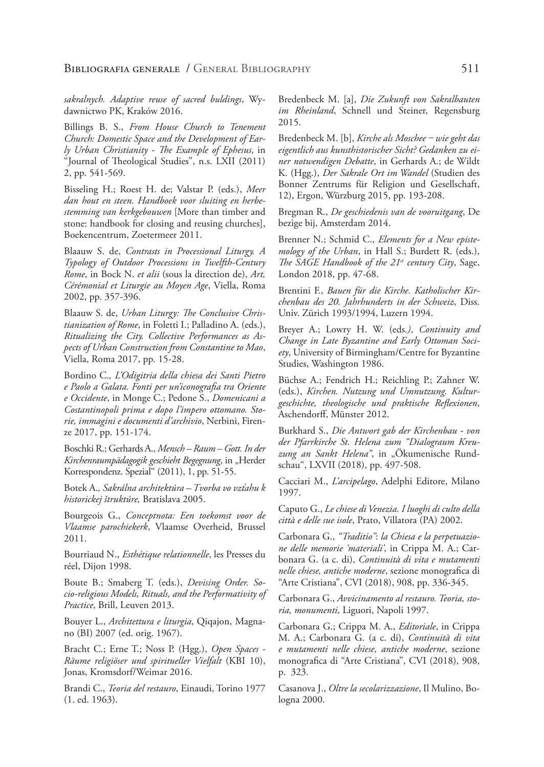*sakralnych. Adaptive reuse of sacred buildings*, Wydawnictwo PK, Kraków 2016.

Billings B. S., *From House Church to Tenement Church: Domestic Space and the Development of Early Urban Christianity - The Example of Ephesus*, in "Journal of Theological Studies", n.s. LXII (2011) 2, pp. 541-569.

Bisseling H.; Roest H. de; Valstar P. (eds.), *Meer dan hout en steen. Handboek voor sluiting en herbestemming van kerkgebouwen* [More than timber and stone: handbook for closing and reusing churches], Boekencentrum, Zoetermeer 2011.

Blaauw S. de, *Contrasts in Processional Liturgy. A Typology of Outdoor Processions in Twelfth-Century Rome*, in Bock N. *et alii* (sous la direction de), *Art, Cérémonial et Liturgie au Moyen Age*, Viella, Roma 2002, pp. 357-396.

Blaauw S. de, *Urban Liturgy: The Conclusive Christianization of Rome*, in Foletti I.; Palladino A. (eds.), *Ritualizing the City. Collective Performances as Aspects of Urban Construction from Constantine to Mao*, Viella, Roma 2017, pp. 15-28.

Bordino C., *L'Odigitria della chiesa dei Santi Pietro e Paolo a Galata. Fonti per un'iconografia tra Oriente e Occidente*, in Monge C.; Pedone S., *Domenicani a Costantinopoli prima e dopo l'impero ottomano. Storie, immagini e documenti d'archivio*, Nerbini, Firenze 2017, pp. 151-174.

Boschki R.; Gerhards A., *Mensch – Raum – Gott. In der Kirchenraumpädagogik geschieht Begegnung*, in „Herder Korrespondenz. Spezial" (2011), 1, pp. 51-55.

Botek A., *Sakrálna architektúra – Tvorba vo vzťahu k historickej štruktúre,* Bratislava 2005.

Bourgeois G., *Conceptnota: Een toekomst voor de Vlaamse parochiekerk*, Vlaamse Overheid, Brussel 2011.

Bourriaud N., *Esthétique relationnelle*, les Presses du réel, Dijon 1998.

Boute B.; Smaberg T. (eds.), *Devising Order. Socio-religious Models, Rituals, and the Performativity of Practice*, Brill, Leuven 2013.

Bouyer L., *Architettura e liturgia*, Qiqajon, Magnano (BI) 2007 (ed. orig. 1967).

Bracht C.; Erne T.; Noss P. (Hgg.), *Open Spaces - Räume religiöser und spiritueller Vielfalt* (KBI 10), Jonas, Kromsdorf/Weimar 2016.

Brandi C., *Teoria del restauro*, Einaudi, Torino 1977 (1. ed. 1963).

Bredenbeck M. [a], *Die Zukunft von Sakralbauten im Rheinland*, Schnell und Steiner, Regensburg 2015.

Bredenbeck M. [b], *Kirche als Moschee – wie geht das eigentlich aus kunsthistorischer Sicht? Gedanken zu einer notwendigen Debatte*, in Gerhards A.; de Wildt K. (Hgg.), *Der Sakrale Ort im Wandel* (Studien des Bonner Zentrums für Religion und Gesellschaft, 12), Ergon, Würzburg 2015, pp. 193-208.

Bregman R., *De geschiedenis van de vooruitgang*, De bezige bij, Amsterdam 2014.

Brenner N.; Schmid C., *Elements for a New epistemology of the Urban*, in Hall S.; Burdett R. (eds.), *The SAGE Handbook of the 21st century City*, Sage, London 2018, pp. 47-68.

Brentini F., *Bauen für die Kirche. Katholischer Kirchenbau des 20. Jahrhunderts in der Schweiz*, Diss. Univ. Zürich 1993/1994, Luzern 1994.

Breyer A.; Lowry H. W. (eds*.)*, *Continuity and Change in Late Byzantine and Early Ottoman Society*, University of Birmingham/Centre for Byzantine Studies, Washington 1986.

Büchse A.; Fendrich H.; Reichling P.; Zahner W. (eds.), *Kirchen. Nutzung und Umnutzung. Kulturgeschichte, theologische und praktische Reflexionen*, Aschendorff, Münster 2012.

Burkhard S., *Die Antwort gab der Kirchenbau - von der Pfarrkirche St. Helena zum "Dialograum Kreuzung an Sankt Helena"*, in „Ökumenische Rundschau", LXVII (2018), pp. 497-508.

Cacciari M., *L'arcipelago*, Adelphi Editore, Milano 1997.

Caputo G., *Le chiese di Venezia. I luoghi di culto della città e delle sue isole*, Prato, Villatora (PA) 2002.

Carbonara G., *"Traditio": la Chiesa e la perpetuazione delle memorie 'materiali'*, in Crippa M. A.; Carbonara G. (a c. di), *Continuità di vita e mutamenti nelle chiese, antiche moderne*, sezione monografica di "Arte Cristiana", CVI (2018), 908, pp. 336-345.

Carbonara G., *Avvicinamento al restauro. Teoria, storia, monumenti,* Liguori, Napoli 1997.

Carbonara G.; Crippa M. A., *Editoriale*, in Crippa M. A.; Carbonara G. (a c. di), *Continuità di vita e mutamenti nelle chiese, antiche moderne*, sezione monografica di "Arte Cristiana", CVI (2018), 908, p. 323.

Casanova J., *Oltre la secolarizzazione*, Il Mulino, Bologna 2000.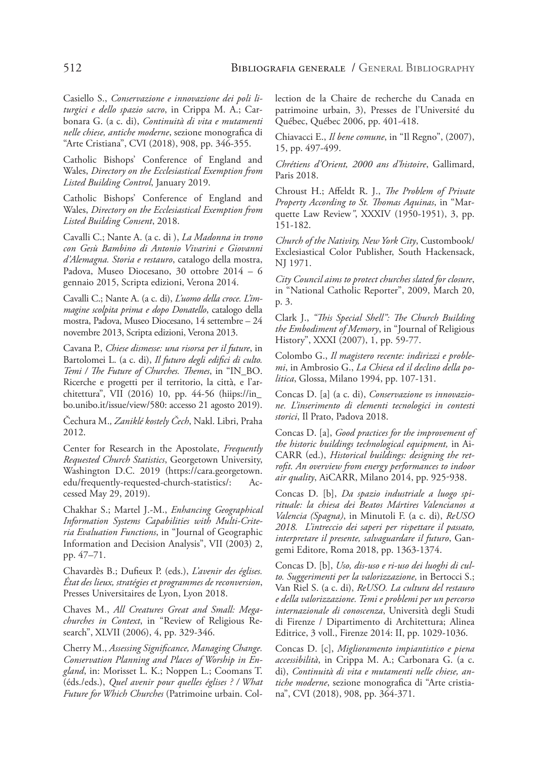Casiello S., *Conservazione e innovazione dei poli liturgici e dello spazio sacro*, in Crippa M. A.; Carbonara G. (a c. di), *Continuità di vita e mutamenti nelle chiese, antiche moderne*, sezione monografica di "Arte Cristiana", CVI (2018), 908, pp. 346-355.

Catholic Bishops' Conference of England and Wales, *Directory on the Ecclesiastical Exemption from Listed Building Control*, January 2019.

Catholic Bishops' Conference of England and Wales, *Directory on the Ecclesiastical Exemption from Listed Building Consent*, 2018.

Cavalli C.; Nante A. (a c. di ), *La Madonna in trono con Gesù Bambino di Antonio Vivarini e Giovanni d'Alemagna. Storia e restauro*, catalogo della mostra, Padova, Museo Diocesano, 30 ottobre 2014 – 6 gennaio 2015, Scripta edizioni, Verona 2014.

Cavalli C.; Nante A. (a c. di), *L'uomo della croce. L'immagine scolpita prima e dopo Donatello*, catalogo della mostra, Padova, Museo Diocesano, 14 settembre – 24 novembre 2013, Scripta edizioni, Verona 2013.

Cavana P., *Chiese dismesse: una risorsa per il future*, in Bartolomei L. (a c. di), *Il futuro degli edifici di culto. Temi / The Future of Churches. Themes*, in "IN_BO. Ricerche e progetti per il territorio, la città, e l'architettura", VII (2016) 10, pp. 44-56 (hiips://in_bo.unibo.it/issue/view/580: accesso 21 agosto 2019).

Čechura M.*, Zaniklé kostely Čech*, Nakl. Libri, Praha 2012.

Center for Research in the Apostolate, *Frequently Requested Church Statistics*, Georgetown University, Washington D.C. 2019 (https://cara.georgetown.edu/frequently-requested-church-statistics/: Accessed May 29, 2019).

Chakhar S.; Martel J.-M., *Enhancing Geographical Information Systems Capabilities with Multi-Criteria Evaluation Functions*, in "Journal of Geographic Information and Decision Analysis", VII (2003) 2, pp. 47–71.

Chavardès B.; Dufieux P. (eds.), *L'avenir des églises. État des lieux, stratégies et programmes de reconversion*, Presses Universitaires de Lyon, Lyon 2018.

Chaves M., *All Creatures Great and Small: Megachurches in Context*, in "Review of Religious Research", XLVII (2006), 4, pp. 329-346.

Cherry M., *Assessing Significance, Managing Change. Conservation Planning and Places of Worship in England*, in: Morisset L. K.; Noppen L.; Coomans T. (éds./eds.), *Quel avenir pour quelles églises ? / What Future for Which Churches* (Patrimoine urbain. Collection de la Chaire de recherche du Canada en patrimoine urbain, 3), Presses de l'Université du Québec, Québec 2006, pp. 401-418.

Chiavacci E., *Il bene comune*, in "Il Regno", (2007), 15, pp. 497-499.

*Chrétiens d'Orient, 2000 ans d'histoire*, Gallimard, Paris 2018.

Chroust H.; Affeldt R. J., *The Problem of Private Property According to St. Thomas Aquinas*, in "Marquette Law Review", XXXIV (1950-1951), 3, pp. 151-182.

*Church of the Nativity, New York City*, Custombook/ Exclesiastical Color Publisher, South Hackensack, NJ 1971.

*City Council aims to protect churches slated for closure*, in "National Catholic Reporter", 2009, March 20, p. 3.

Clark J., *"This Special Shell": The Church Building the Embodiment of Memory*, in "Journal of Religious History", XXXI (2007), 1, pp. 59-77.

Colombo G., *Il magistero recente: indirizzi e problemi*, in Ambrosio G., *La Chiesa ed il declino della politica*, Glossa, Milano 1994, pp. 107-131.

Concas D. [a] (a c. di), *Conservazione vs innovazione. L'inserimento di elementi tecnologici in contesti storici*, Il Prato, Padova 2018.

Concas D. [a], *Good practices for the improvement of the historic buildings technological equipment,* in AiCARR (ed.), *Historical buildings: designing the retrofit. An overview from energy performances to indoor air quality*, AiCARR, Milano 2014, pp. 925-938.

Concas D. [b], *Da spazio industriale a luogo spirituale: la chiesa dei Beatos Mártires Valencianos a Valencia (Spagna)*, in Minutoli F. (a c. di), *ReUSO 2018. L'intreccio dei saperi per rispettare il passato, interpretare il presente, salvaguardare il futuro*, Gangemi Editore, Roma 2018, pp. 1363-1374.

Concas D. [b], *Uso, dis-uso e ri-uso dei luoghi di culto. Suggerimenti per la valorizzazione,* in Bertocci S.; Van Riel S. (a c. di), *ReUSO. La cultura del restauro e della valorizzazione. Temi e problemi per un percorso internazionale di conoscenza*, Università degli Studi di Firenze / Dipartimento di Architettura; Alinea Editrice, 3 voll., Firenze 2014: II, pp. 1029-1036.

Concas D. [c], *Miglioramento impiantistico e piena accessibilità*, in Crippa M. A.; Carbonara G. (a c. di), *Continuità di vita e mutamenti nelle chiese, antiche moderne*, sezione monografica di "Arte cristiana", CVI (2018), 908, pp. 364-371.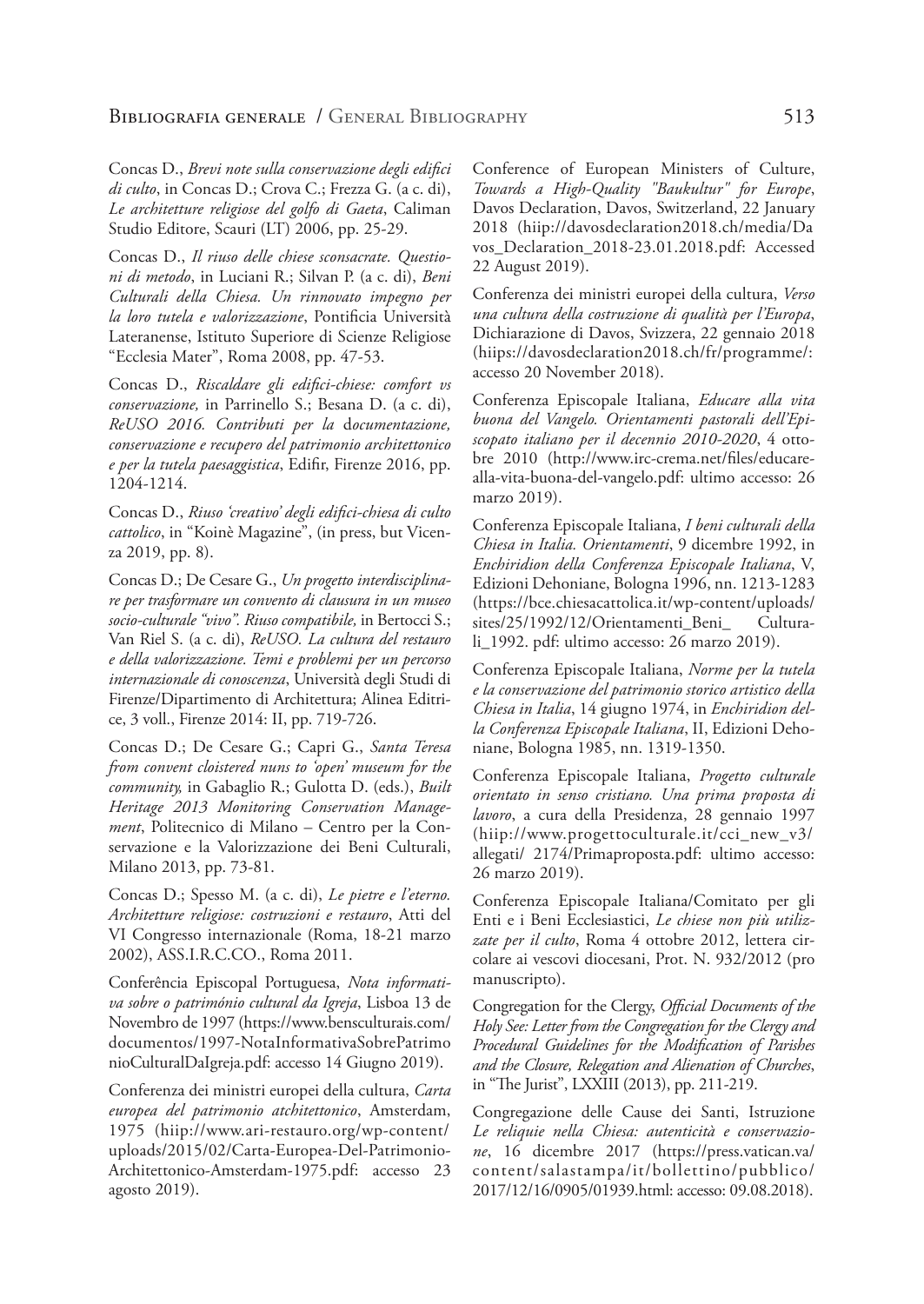Concas D., *Brevi note sulla conservazione degli edifici di culto*, in Concas D.; Crova C.; Frezza G. (a c. di), *Le architetture religiose del golfo di Gaeta*, Caliman Studio Editore, Scauri (LT) 2006, pp. 25-29.

Concas D., *Il riuso delle chiese sconsacrate. Questioni di metodo*, in Luciani R.; Silvan P. (a c. di), *Beni Culturali della Chiesa. Un rinnovato impegno per la loro tutela e valorizzazione*, Pontificia Università Lateranense, Istituto Superiore di Scienze Religiose "Ecclesia Mater", Roma 2008, pp. 47-53.

Concas D., *Riscaldare gli edifici-chiese: comfort vs conservazione,* in Parrinello S.; Besana D. (a c. di), *ReUSO 2016. Contributi per la* d*ocumentazione, conservazione e recupero del patrimonio architettonico e per la tutela paesaggistica*, Edifir, Firenze 2016, pp. 1204-1214.

Concas D., *Riuso 'creativo' degli edifici-chiesa di culto cattolico*, in "Koinè Magazine", (in press, but Vicenza 2019, pp. 8).

Concas D.; De Cesare G., *Un progetto interdisciplinare per trasformare un convento di clausura in un museo socio-culturale "vivo". Riuso compatibile,* in Bertocci S.; Van Riel S. (a c. di), *ReUSO. La cultura del restauro e della valorizzazione. Temi e problemi per un percorso internazionale di conoscenza*, Università degli Studi di Firenze/Dipartimento di Architettura; Alinea Editrice, 3 voll., Firenze 2014: II, pp. 719-726.

Concas D.; De Cesare G.; Capri G., *Santa Teresa from convent cloistered nuns to 'open' museum for the community,* in Gabaglio R.; Gulotta D. (eds.), *Built Heritage 2013 Monitoring Conservation Management*, Politecnico di Milano – Centro per la Conservazione e la Valorizzazione dei Beni Culturali, Milano 2013, pp. 73-81.

Concas D.; Spesso M. (a c. di), *Le pietre e l'eterno. Architetture religiose: costruzioni e restauro*, Atti del VI Congresso internazionale (Roma, 18-21 marzo 2002), ASS.I.R.C.CO., Roma 2011.

Conferência Episcopal Portuguesa, *Nota informativa sobre o património cultural da Igreja*, Lisboa 13 de Novembro de 1997 (https://www.bensculturais.com/documentos/1997-NotaInformativaSobrePatrimonioCulturalDaIgreja.pdf: accesso 14 Giugno 2019).

Conferenza dei ministri europei della cultura, *Carta europea del patrimonio atchitettonico*, Amsterdam, 1975 (hiip://www.ari-restauro.org/wp-content/uploads/2015/02/Carta-Europea-Del-Patrimonio-Architettonico-Amsterdam-1975.pdf: accesso 23 agosto 2019).

Conference of European Ministers of Culture, *Towards a High-Quality "Baukultur" for Europe*, Davos Declaration, Davos, Switzerland, 22 January 2018 (hiip://davosdeclaration2018.ch/media/Davos_Declaration_2018-23.01.2018.pdf: Accessed 22 August 2019).

Conferenza dei ministri europei della cultura, *Verso una cultura della costruzione di qualità per l'Europa*, Dichiarazione di Davos, Svizzera, 22 gennaio 2018 (hiips://davosdeclaration2018.ch/fr/programme/: accesso 20 November 2018).

Conferenza Episcopale Italiana, *Educare alla vita buona del Vangelo. Orientamenti pastorali dell'Episcopato italiano per il decennio 2010-2020*, 4 ottobre 2010 (http://www.irc-crema.net/files/educare-alla-vita-buona-del-vangelo.pdf: ultimo accesso: 26 marzo 2019).

Conferenza Episcopale Italiana, *I beni culturali della Chiesa in Italia. Orientamenti*, 9 dicembre 1992, in *Enchiridion della Conferenza Episcopale Italiana*, V, Edizioni Dehoniane, Bologna 1996, nn. 1213-1283 (https://bce.chiesacattolica.it/wp-content/uploads/sites/25/1992/12/Orientamenti_Beni_ Culturali_1992. pdf: ultimo accesso: 26 marzo 2019).

Conferenza Episcopale Italiana, *Norme per la tutela e la conservazione del patrimonio storico artistico della Chiesa in Italia*, 14 giugno 1974, in *Enchiridion della Conferenza Episcopale Italiana*, II, Edizioni Dehoniane, Bologna 1985, nn. 1319-1350.

Conferenza Episcopale Italiana, *Progetto culturale orientato in senso cristiano. Una prima proposta di lavoro*, a cura della Presidenza, 28 gennaio 1997 (hiip://www.progettoculturale.it/cci_new_v3/allegati/ 2174/Primaproposta.pdf: ultimo accesso: 26 marzo 2019).

Conferenza Episcopale Italiana/Comitato per gli Enti e i Beni Ecclesiastici, *Le chiese non più utilizzate per il culto*, Roma 4 ottobre 2012, lettera circolare ai vescovi diocesani, Prot. N. 932/2012 (pro manuscripto).

Congregation for the Clergy, *Official Documents of the Holy See: Letter from the Congregation for the Clergy and Procedural Guidelines for the Modification of Parishes and the Closure, Relegation and Alienation of Churches*, in "The Jurist", LXXIII (2013), pp. 211-219.

Congregazione delle Cause dei Santi, Istruzione *Le reliquie nella Chiesa: autenticità e conservazione*, 16 dicembre 2017 (https://press.vatican.va/content/salastampa/it/bollettino/pubblico/2017/12/16/0905/01939.html: accesso: 09.08.2018).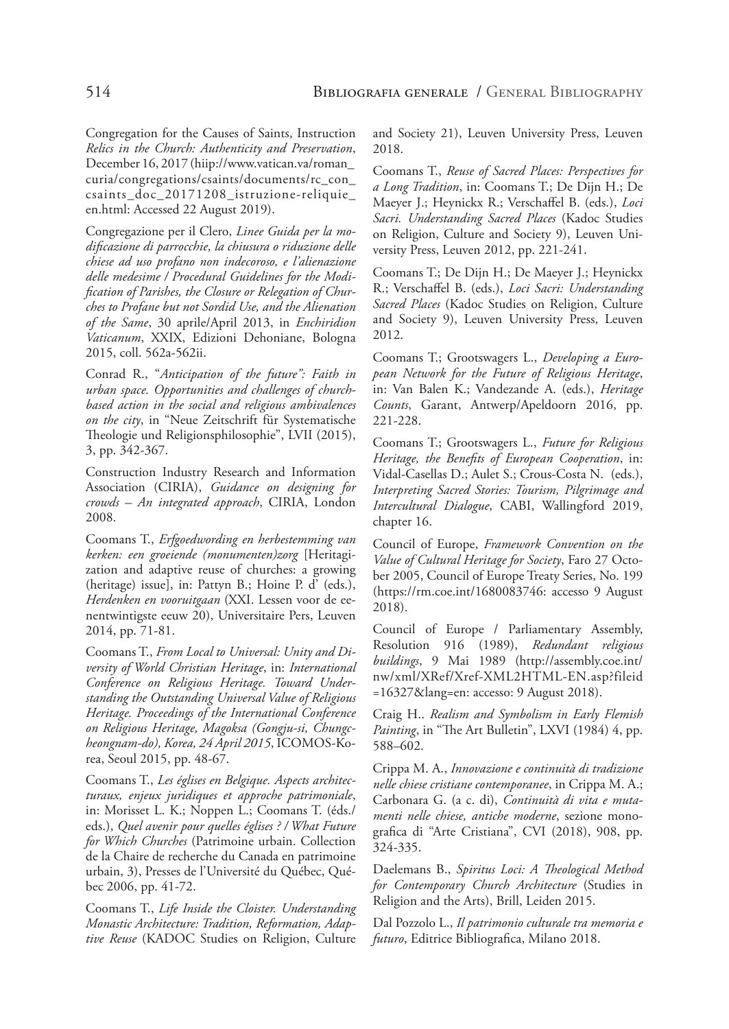Congregation for the Causes of Saints, Instruction *Relics in the Church: Authenticity and Preservation*, December 16, 2017 (hiip://www.vatican.va/roman_curia/congregations/csaints/documents/rc_con_csaints_doc_20171208_istruzione-reliquie_en.html: Accessed 22 August 2019).

Congregazione per il Clero, *Linee Guida per la modificazione di parrocchie, la chiusura o riduzione delle chiese ad uso profano non indecoroso, e l'alienazione delle medesime / Procedural Guidelines for the Modification of Parishes, the Closure or Relegation of Churches to Profane but not Sordid Use, and the Alienation of the Same*, 30 aprile/April 2013, in *Enchiridion Vaticanum*, XXIX, Edizioni Dehoniane, Bologna 2015, coll. 562a-562ii.

Conrad R., "*Anticipation of the future": Faith in urban space. Opportunities and challenges of church-based action in the social and religious ambivalences on the city*, in "Neue Zeitschrift für Systematische Theologie und Religionsphilosophie", LVII (2015), 3, pp. 342-367.

Construction Industry Research and Information Association (CIRIA), *Guidance on designing for crowds – An integrated approach*, CIRIA, London 2008.

Coomans T., *Erfgoedwording en herbestemming van kerken: een groeiende (monumenten)zorg* [Heritagization and adaptive reuse of churches: a growing (heritage) issue], in: Pattyn B.; Hoine P. d' (eds.), *Herdenken en vooruitgaan* (XXI. Lessen voor de eenentwintigste eeuw 20), Universitaire Pers, Leuven 2014, pp. 71-81.

Coomans T., *From Local to Universal: Unity and Diversity of World Christian Heritage*, in: *International Conference on Religious Heritage. Toward Understanding the Outstanding Universal Value of Religious Heritage. Proceedings of the International Conference on Religious Heritage, Magoksa (Gongju-si, Chungcheongnam-do), Korea, 24 April 2015*, ICOMOS-Korea, Seoul 2015, pp. 48-67.

Coomans T., *Les églises en Belgique. Aspects architecturaux, enjeux juridiques et approche patrimoniale*, in: Morisset L. K.; Noppen L.; Coomans T. (éds./eds.), *Quel avenir pour quelles églises ? / What Future for Which Churches* (Patrimoine urbain. Collection de la Chaire de recherche du Canada en patrimoine urbain, 3), Presses de l'Université du Québec, Québec 2006, pp. 41-72.

Coomans T., *Life Inside the Cloister. Understanding Monastic Architecture: Tradition, Reformation, Adaptive Reuse* (KADOC Studies on Religion, Culture and Society 21), Leuven University Press, Leuven 2018.

Coomans T., *Reuse of Sacred Places: Perspectives for a Long Tradition*, in: Coomans T.; De Dijn H.; De Maeyer J.; Heynickx R.; Verschaffel B. (eds.), *Loci Sacri. Understanding Sacred Places* (Kadoc Studies on Religion, Culture and Society 9), Leuven University Press, Leuven 2012, pp. 221-241.

Coomans T.; De Dijn H.; De Maeyer J.; Heynickx R.; Verschaffel B. (eds.), *Loci Sacri: Understanding Sacred Places* (Kadoc Studies on Religion, Culture and Society 9), Leuven University Press, Leuven 2012.

Coomans T.; Grootswagers L., *Developing a European Network for the Future of Religious Heritage*, in: Van Balen K.; Vandezande A. (eds.), *Heritage Counts*, Garant, Antwerp/Apeldoorn 2016, pp. 221-228.

Coomans T.; Grootswagers L., *Future for Religious Heritage, the Benefits of European Cooperation*, in: Vidal-Casellas D.; Aulet S.; Crous-Costa N. (eds.), *Interpreting Sacred Stories: Tourism, Pilgrimage and Intercultural Dialogue*, CABI, Wallingford 2019, chapter 16.

Council of Europe, *Framework Convention on the Value of Cultural Heritage for Society*, Faro 27 October 2005, Council of Europe Treaty Series, No. 199 (https://rm.coe.int/1680083746: accesso 9 August 2018).

Council of Europe / Parliamentary Assembly, Resolution 916 (1989), *Redundant religious buildings*, 9 Mai 1989 (http://assembly.coe.int/nw/xml/XRef/Xref-XML2HTML-EN.asp?fileid=16327&lang=en: accesso: 9 August 2018).

Craig H.. *Realism and Symbolism in Early Flemish Painting*, in "The Art Bulletin", LXVI (1984) 4, pp. 588–602.

Crippa M. A., *Innovazione e continuità di tradizione nelle chiese cristiane contemporanee*, in Crippa M. A.; Carbonara G. (a c. di), *Continuità di vita e mutamenti nelle chiese, antiche moderne*, sezione monografica di "Arte Cristiana", CVI (2018), 908, pp. 324-335.

Daelemans B., *Spiritus Loci: A Theological Method for Contemporary Church Architecture* (Studies in Religion and the Arts), Brill, Leiden 2015.

Dal Pozzolo L., *Il patrimonio culturale tra memoria e futuro*, Editrice Bibliografica, Milano 2018.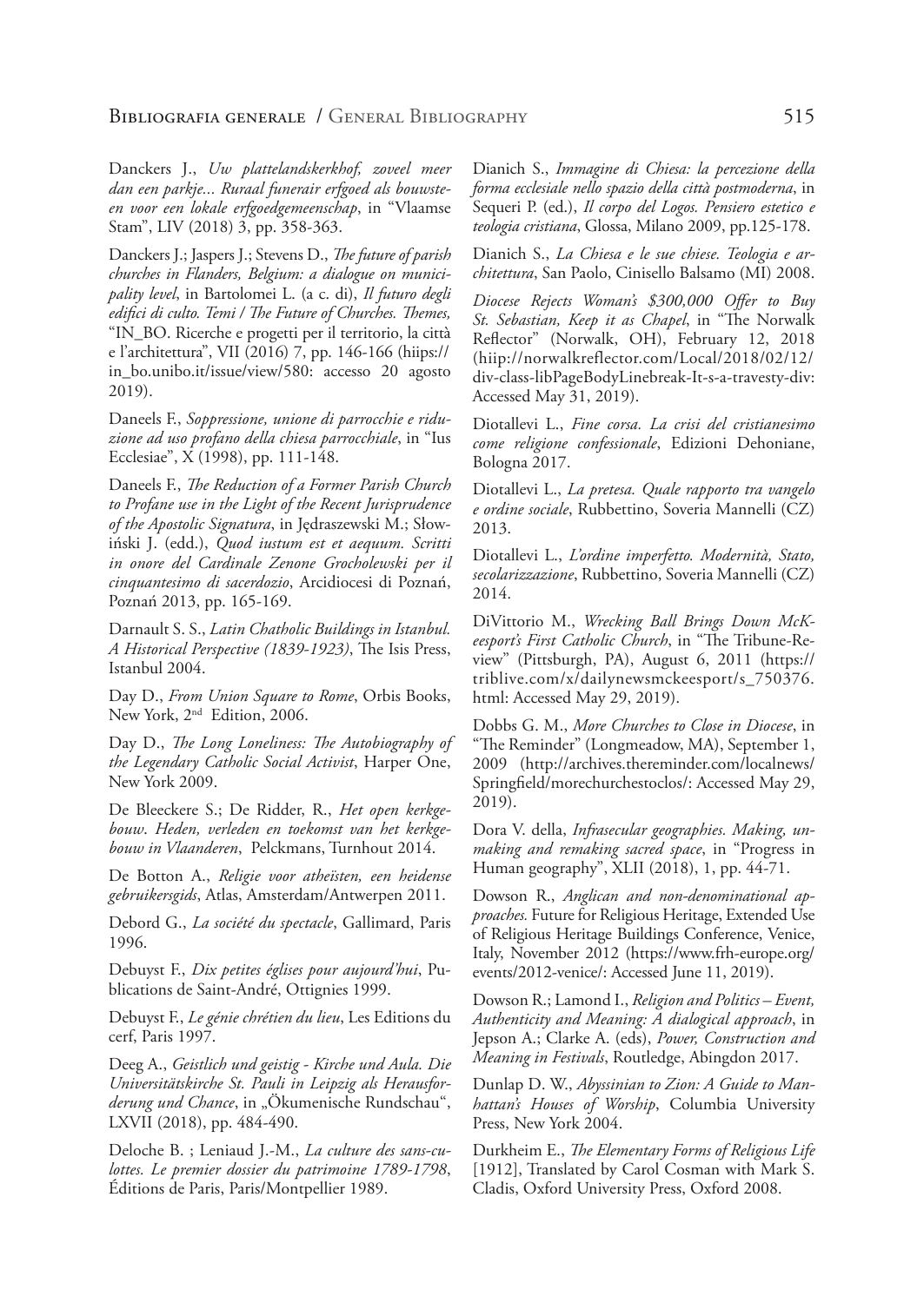Danckers J., *Uw plattelandskerkhof, zoveel meer dan een parkje... Ruraal funerair erfgoed als bouwsteen voor een lokale erfgoedgemeenschap*, in "Vlaamse Stam", LIV (2018) 3, pp. 358-363.

Danckers J.; Jaspers J.; Stevens D., *The future of parish churches in Flanders, Belgium: a dialogue on municipality level*, in Bartolomei L. (a c. di), *Il futuro degli edifici di culto. Temi / The Future of Churches. Themes,* "IN_BO. Ricerche e progetti per il territorio, la città e l'architettura", VII (2016) 7, pp. 146-166 (hiips://in_bo.unibo.it/issue/view/580: accesso 20 agosto 2019).

Daneels F., *Soppressione, unione di parrocchie e riduzione ad uso profano della chiesa parrocchiale*, in "Ius Ecclesiae", X (1998), pp. 111-148.

Daneels F., *The Reduction of a Former Parish Church to Profane use in the Light of the Recent Jurisprudence of the Apostolic Signatura*, in Jędraszewski M.; Słowiński J. (edd.), *Quod iustum est et aequum. Scritti in onore del Cardinale Zenone Grocholewski per il cinquantesimo di sacerdozio*, Arcidiocesi di Poznań, Poznań 2013, pp. 165-169.

Darnault S. S., *Latin Chatholic Buildings in Istanbul. A Historical Perspective (1839-1923)*, The Isis Press, Istanbul 2004.

Day D., *From Union Square to Rome*, Orbis Books, New York, 2nd Edition, 2006.

Day D., *The Long Loneliness: The Autobiography of the Legendary Catholic Social Activist*, Harper One, New York 2009.

De Bleeckere S.; De Ridder, R., *Het open kerkgebouw. Heden, verleden en toekomst van het kerkgebouw in Vlaanderen*, Pelckmans, Turnhout 2014.

De Botton A., *Religie voor atheïsten, een heidense gebruikersgids*, Atlas, Amsterdam/Antwerpen 2011.

Debord G., *La société du spectacle*, Gallimard, Paris 1996.

Debuyst F., *Dix petites églises pour aujourd'hui*, Publications de Saint-André, Ottignies 1999.

Debuyst F., *Le génie chrétien du lieu*, Les Editions du cerf, Paris 1997.

Deeg A., *Geistlich und geistig - Kirche und Aula. Die Universitätskirche St. Pauli in Leipzig als Herausforderung und Chance*, in „Ökumenische Rundschau", LXVII (2018), pp. 484-490.

Deloche B. ; Leniaud J.-M., *La culture des sans-culottes. Le premier dossier du patrimoine 1789-1798*, Éditions de Paris, Paris/Montpellier 1989.

Dianich S., *Immagine di Chiesa: la percezione della forma ecclesiale nello spazio della città postmoderna*, in Sequeri P. (ed.), *Il corpo del Logos. Pensiero estetico e teologia cristiana*, Glossa, Milano 2009, pp.125-178.

Dianich S., *La Chiesa e le sue chiese. Teologia e architettura*, San Paolo, Cinisello Balsamo (MI) 2008.

*Diocese Rejects Woman's $300,000 Offer to Buy St. Sebastian, Keep it as Chapel*, in "The Norwalk Reflector" (Norwalk, OH), February 12, 2018 (hiip://norwalkreflector.com/Local/2018/02/12/div-class-libPageBodyLinebreak-It-s-a-travesty-div: Accessed May 31, 2019).

Diotallevi L., *Fine corsa. La crisi del cristianesimo come religione confessionale*, Edizioni Dehoniane, Bologna 2017.

Diotallevi L., *La pretesa. Quale rapporto tra vangelo e ordine sociale*, Rubbettino, Soveria Mannelli (CZ) 2013.

Diotallevi L., *L'ordine imperfetto. Modernità, Stato, secolarizzazione*, Rubbettino, Soveria Mannelli (CZ) 2014.

DiVittorio M., *Wrecking Ball Brings Down McKeesport's First Catholic Church*, in "The Tribune-Review" (Pittsburgh, PA), August 6, 2011 (https://triblive.com/x/dailynewsmckeesport/s_750376.html: Accessed May 29, 2019).

Dobbs G. M., *More Churches to Close in Diocese*, in "The Reminder" (Longmeadow, MA), September 1, 2009 (http://archives.thereminder.com/localnews/Springfield/morechurchestoclos/: Accessed May 29, 2019).

Dora V. della, *Infrasecular geographies. Making, unmaking and remaking sacred space*, in "Progress in Human geography", XLII (2018), 1, pp. 44-71.

Dowson R., *Anglican and non-denominational approaches.* Future for Religious Heritage, Extended Use of Religious Heritage Buildings Conference, Venice, Italy, November 2012 (https://www.frh-europe.org/events/2012-venice/: Accessed June 11, 2019).

Dowson R.; Lamond I., *Religion and Politics – Event, Authenticity and Meaning: A dialogical approach*, in Jepson A.; Clarke A. (eds), *Power, Construction and Meaning in Festivals*, Routledge, Abingdon 2017.

Dunlap D. W., *Abyssinian to Zion: A Guide to Manhattan's Houses of Worship*, Columbia University Press, New York 2004.

Durkheim E., *The Elementary Forms of Religious Life* [1912], Translated by Carol Cosman with Mark S. Cladis, Oxford University Press, Oxford 2008.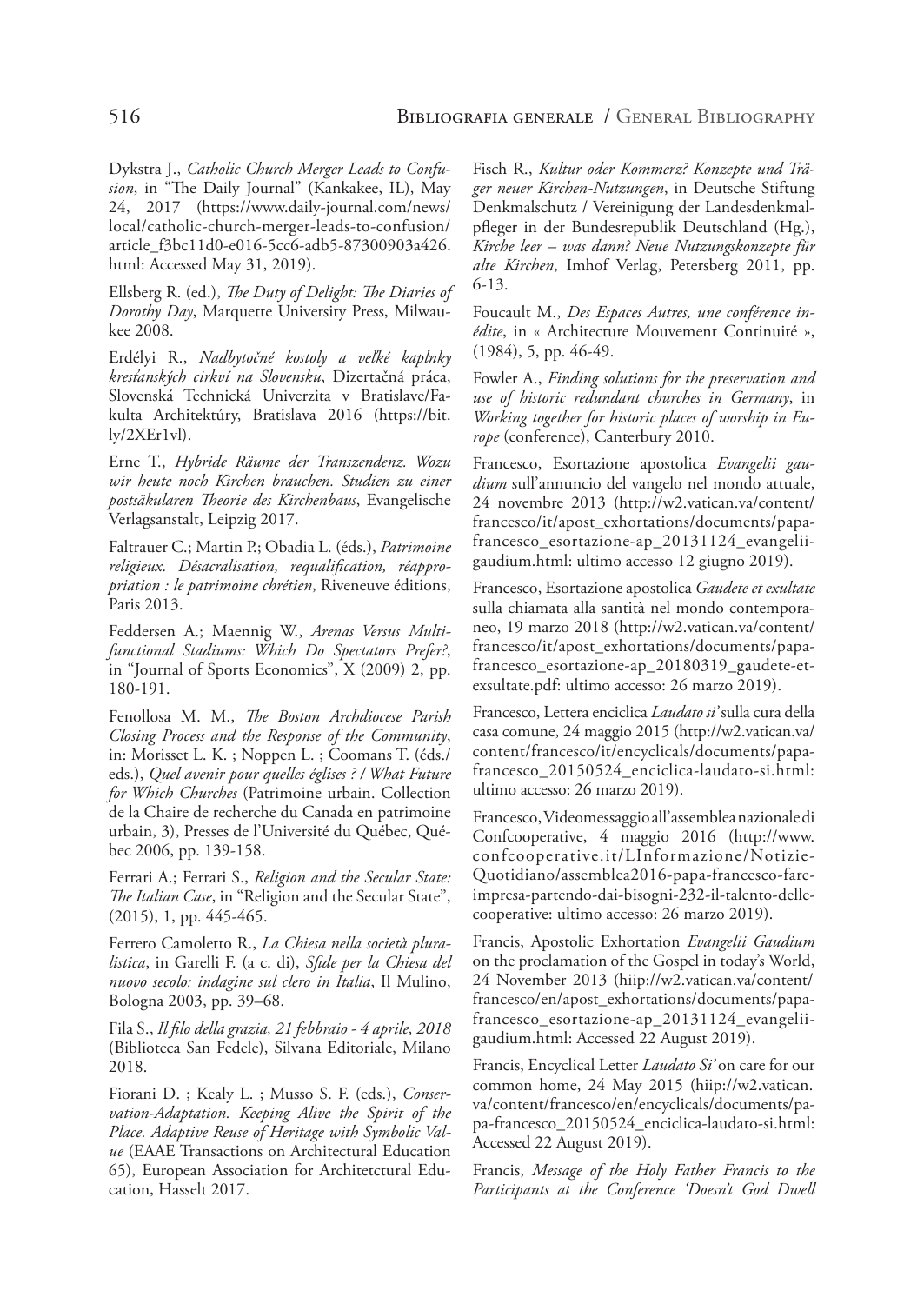Dykstra J., *Catholic Church Merger Leads to Confusion*, in "The Daily Journal" (Kankakee, IL), May 24, 2017 (https://www.daily-journal.com/news/local/catholic-church-merger-leads-to-confusion/article_f3bc11d0-e016-5cc6-adb5-87300903a426.html: Accessed May 31, 2019).

Ellsberg R. (ed.), *The Duty of Delight: The Diaries of Dorothy Day*, Marquette University Press, Milwaukee 2008.

Erdélyi R., *Nadbytočné kostoly a veľké kaplnky kresťanských cirkví na Slovensku*, Dizertačná práca, Slovenská Technická Univerzita v Bratislave/Fakulta Architektúry, Bratislava 2016 (https://bit.ly/2XEr1vl).

Erne T., *Hybride Räume der Transzendenz. Wozu wir heute noch Kirchen brauchen. Studien zu einer postsäkularen Theorie des Kirchenbaus*, Evangelische Verlagsanstalt, Leipzig 2017.

Faltrauer C.; Martin P.; Obadia L. (éds.), *Patrimoine religieux. Désacralisation, requalification, réappropriation : le patrimoine chrétien*, Riveneuve éditions, Paris 2013.

Feddersen A.; Maennig W., *Arenas Versus Multifunctional Stadiums: Which Do Spectators Prefer?*, in "Journal of Sports Economics", X (2009) 2, pp. 180-191.

Fenollosa M. M., *The Boston Archdiocese Parish Closing Process and the Response of the Community*, in: Morisset L. K. ; Noppen L. ; Coomans T. (éds./eds.), *Quel avenir pour quelles églises ? / What Future for Which Churches* (Patrimoine urbain. Collection de la Chaire de recherche du Canada en patrimoine urbain, 3), Presses de l'Université du Québec, Québec 2006, pp. 139-158.

Ferrari A.; Ferrari S., *Religion and the Secular State: The Italian Case*, in "Religion and the Secular State", (2015), 1, pp. 445-465.

Ferrero Camoletto R., *La Chiesa nella società pluralistica*, in Garelli F. (a c. di), *Sfide per la Chiesa del nuovo secolo: indagine sul clero in Italia*, Il Mulino, Bologna 2003, pp. 39–68.

Fila S., *Il filo della grazia, 21 febbraio - 4 aprile, 2018* (Biblioteca San Fedele), Silvana Editoriale, Milano 2018.

Fiorani D. ; Kealy L. ; Musso S. F. (eds.), *Conservation-Adaptation. Keeping Alive the Spirit of the Place. Adaptive Reuse of Heritage with Symbolic Value* (EAAE Transactions on Architectural Education 65), European Association for Architetctural Education, Hasselt 2017.

Fisch R., *Kultur oder Kommerz? Konzepte und Träger neuer Kirchen-Nutzungen*, in Deutsche Stiftung Denkmalschutz / Vereinigung der Landesdenkmalpfleger in der Bundesrepublik Deutschland (Hg.), *Kirche leer – was dann? Neue Nutzungskonzepte für alte Kirchen*, Imhof Verlag, Petersberg 2011, pp. 6-13.

Foucault M., *Des Espaces Autres, une conférence inédite*, in « Architecture Mouvement Continuité », (1984), 5, pp. 46-49.

Fowler A., *Finding solutions for the preservation and use of historic redundant churches in Germany*, in *Working together for historic places of worship in Europe* (conference), Canterbury 2010.

Francesco, Esortazione apostolica *Evangelii gaudium* sull'annuncio del vangelo nel mondo attuale, 24 novembre 2013 (http://w2.vatican.va/content/francesco/it/apost_exhortations/documents/papa-francesco_esortazione-ap_20131124_evangelii-gaudium.html: ultimo accesso 12 giugno 2019).

Francesco, Esortazione apostolica *Gaudete et exultate* sulla chiamata alla santità nel mondo contemporaneo, 19 marzo 2018 (http://w2.vatican.va/content/francesco/it/apost_exhortations/documents/papa-francesco_esortazione-ap_20180319_gaudete-et-exsultate.pdf: ultimo accesso: 26 marzo 2019).

Francesco, Lettera enciclica *Laudato si'* sulla cura della casa comune, 24 maggio 2015 (http://w2.vatican.va/content/francesco/it/encyclicals/documents/papa-francesco_20150524_enciclica-laudato-si.html: ultimo accesso: 26 marzo 2019).

Francesco, Videomessaggio all'assemblea nazionale di Confcooperative, 4 maggio 2016 (http://www.confcooperative.it/LInformazione/Notizie-Quotidiano/assemblea2016-papa-francesco-fare-impresa-partendo-dai-bisogni-232-il-talento-delle-cooperative: ultimo accesso: 26 marzo 2019).

Francis, Apostolic Exhortation *Evangelii Gaudium* on the proclamation of the Gospel in today's World, 24 November 2013 (hiip://w2.vatican.va/content/francesco/en/apost_exhortations/documents/papa-francesco_esortazione-ap_20131124_evangelii-gaudium.html: Accessed 22 August 2019).

Francis, Encyclical Letter *Laudato Si'* on care for our common home, 24 May 2015 (hiip://w2.vatican.va/content/francesco/en/encyclicals/documents/papa-francesco_20150524_enciclica-laudato-si.html: Accessed 22 August 2019).

Francis, *Message of the Holy Father Francis to the Participants at the Conference 'Doesn't God Dwell*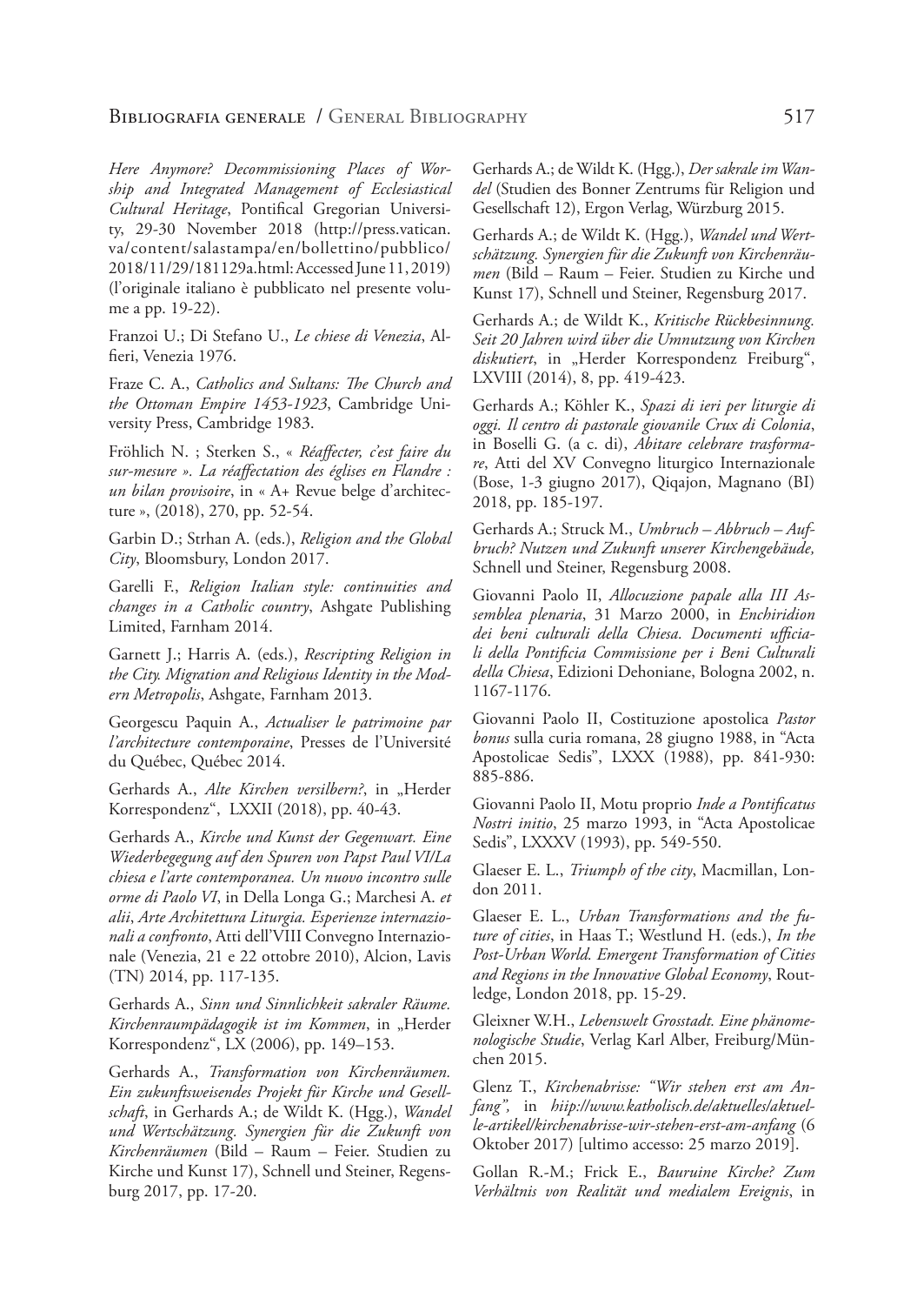*Here Anymore? Decommissioning Places of Worship and Integrated Management of Ecclesiastical Cultural Heritage*, Pontifical Gregorian University, 29-30 November 2018 (http://press.vatican.va/content/salastampa/en/bollettino/pubblico/2018/11/29/181129a.html: Accessed June 11, 2019) (l'originale italiano è pubblicato nel presente volume a pp. 19-22).

Franzoi U.; Di Stefano U., *Le chiese di Venezia*, Alfieri, Venezia 1976.

Fraze C. A., *Catholics and Sultans: The Church and the Ottoman Empire 1453-1923*, Cambridge University Press, Cambridge 1983.

Fröhlich N. ; Sterken S., « *Réaffecter, c'est faire du sur-mesure ». La réaffectation des églises en Flandre : un bilan provisoire*, in « A+ Revue belge d'architecture », (2018), 270, pp. 52-54.

Garbin D.; Strhan A. (eds.), *Religion and the Global City*, Bloomsbury, London 2017.

Garelli F., *Religion Italian style: continuities and changes in a Catholic country*, Ashgate Publishing Limited, Farnham 2014.

Garnett J.; Harris A. (eds.), *Rescripting Religion in the City. Migration and Religious Identity in the Modern Metropolis*, Ashgate, Farnham 2013.

Georgescu Paquin A., *Actualiser le patrimoine par l'architecture contemporaine*, Presses de l'Université du Québec, Québec 2014.

Gerhards A., *Alte Kirchen versilbern?*, in „Herder Korrespondenz", LXXII (2018), pp. 40-43.

Gerhards A., *Kirche und Kunst der Gegenwart. Eine Wiederbegegung auf den Spuren von Papst Paul VI/La chiesa e l'arte contemporanea. Un nuovo incontro sulle orme di Paolo VI*, in Della Longa G.; Marchesi A. *et alii*, *Arte Architettura Liturgia. Esperienze internazionali a confronto*, Atti dell'VIII Convegno Internazionale (Venezia, 21 e 22 ottobre 2010), Alcion, Lavis (TN) 2014, pp. 117-135.

Gerhards A., *Sinn und Sinnlichkeit sakraler Räume. Kirchenraumpädagogik ist im Kommen*, in „Herder Korrespondenz", LX (2006), pp. 149–153.

Gerhards A., *Transformation von Kirchenräumen. Ein zukunftsweisendes Projekt für Kirche und Gesellschaft*, in Gerhards A.; de Wildt K. (Hgg.), *Wandel und Wertschätzung. Synergien für die Zukunft von Kirchenräumen* (Bild – Raum – Feier. Studien zu Kirche und Kunst 17), Schnell und Steiner, Regensburg 2017, pp. 17-20.

Gerhards A.; de Wildt K. (Hgg.), *Der sakrale im Wandel* (Studien des Bonner Zentrums für Religion und Gesellschaft 12), Ergon Verlag, Würzburg 2015.

Gerhards A.; de Wildt K. (Hgg.), *Wandel und Wertschätzung. Synergien für die Zukunft von Kirchenräumen* (Bild – Raum – Feier. Studien zu Kirche und Kunst 17), Schnell und Steiner, Regensburg 2017.

Gerhards A.; de Wildt K., *Kritische Rückbesinnung. Seit 20 Jahren wird über die Umnutzung von Kirchen diskutiert*, in „Herder Korrespondenz Freiburg", LXVIII (2014), 8, pp. 419-423.

Gerhards A.; Köhler K., *Spazi di ieri per liturgie di oggi. Il centro di pastorale giovanile Crux di Colonia*, in Boselli G. (a c. di), *Abitare celebrare trasformare*, Atti del XV Convegno liturgico Internazionale (Bose, 1-3 giugno 2017), Qiqajon, Magnano (BI) 2018, pp. 185-197.

Gerhards A.; Struck M., *Umbruch – Abbruch – Aufbruch? Nutzen und Zukunft unserer Kirchengebäude,* Schnell und Steiner, Regensburg 2008.

Giovanni Paolo II, *Allocuzione papale alla III Assemblea plenaria*, 31 Marzo 2000, in *Enchiridion dei beni culturali della Chiesa. Documenti ufficiali della Pontificia Commissione per i Beni Culturali della Chiesa*, Edizioni Dehoniane, Bologna 2002, n. 1167-1176.

Giovanni Paolo II, Costituzione apostolica *Pastor bonus* sulla curia romana, 28 giugno 1988, in "Acta Apostolicae Sedis", LXXX (1988), pp. 841-930: 885-886.

Giovanni Paolo II, Motu proprio *Inde a Pontificatus Nostri initio*, 25 marzo 1993, in "Acta Apostolicae Sedis", LXXXV (1993), pp. 549-550.

Glaeser E. L., *Triumph of the city*, Macmillan, London 2011.

Glaeser E. L., *Urban Transformations and the future of cities*, in Haas T.; Westlund H. (eds.), *In the Post-Urban World. Emergent Transformation of Cities and Regions in the Innovative Global Economy*, Routledge, London 2018, pp. 15-29.

Gleixner W.H., *Lebenswelt Grosstadt. Eine phänomenologische Studie*, Verlag Karl Alber, Freiburg/München 2015.

Glenz T., *Kirchenabrisse: "Wir stehen erst am Anfang"*, in *hiip://www.katholisch.de/aktuelles/aktuelle-artikel/kirchenabrisse-wir-stehen-erst-am-anfang* (6 Oktober 2017) [ultimo accesso: 25 marzo 2019].

Gollan R.-M.; Frick E., *Bauruine Kirche? Zum Verhältnis von Realität und medialem Ereignis*, in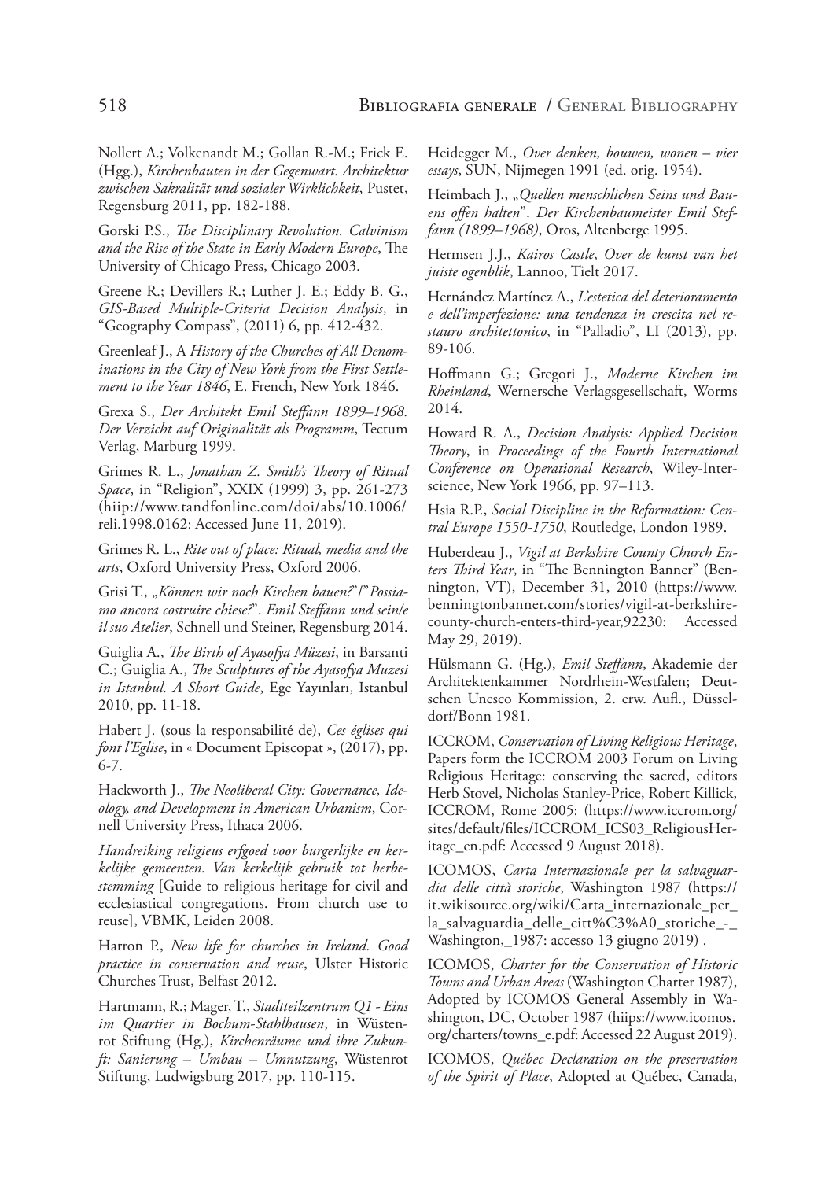Nollert A.; Volkenandt M.; Gollan R.-M.; Frick E. (Hgg.), *Kirchenbauten in der Gegenwart. Architektur zwischen Sakralität und sozialer Wirklichkeit*, Pustet, Regensburg 2011, pp. 182-188.

Gorski P.S., *The Disciplinary Revolution. Calvinism and the Rise of the State in Early Modern Europe*, The University of Chicago Press, Chicago 2003.

Greene R.; Devillers R.; Luther J. E.; Eddy B. G., *GIS-Based Multiple-Criteria Decision Analysis*, in "Geography Compass", (2011) 6, pp. 412-432.

Greenleaf J., A *History of the Churches of All Denominations in the City of New York from the First Settlement to the Year 1846*, E. French, New York 1846.

Grexa S., *Der Architekt Emil Steffann 1899–1968. Der Verzicht auf Originalität als Programm*, Tectum Verlag, Marburg 1999.

Grimes R. L., *Jonathan Z. Smith's Theory of Ritual Space*, in "Religion", XXIX (1999) 3, pp. 261-273 (hiip://www.tandfonline.com/doi/abs/10.1006/reli.1998.0162: Accessed June 11, 2019).

Grimes R. L., *Rite out of place: Ritual, media and the arts*, Oxford University Press, Oxford 2006.

Grisi T., *„Können wir noch Kirchen bauen?"/"Possiamo ancora costruire chiese?"*. *Emil Steffann und sein/e il suo Atelier*, Schnell und Steiner, Regensburg 2014.

Guiglia A., *The Birth of Ayasofya Müzesi*, in Barsanti C.; Guiglia A., *The Sculptures of the Ayasofya Muzesi in Istanbul. A Short Guide*, Ege Yayınları, Istanbul 2010, pp. 11-18.

Habert J. (sous la responsabilité de), *Ces églises qui font l'Eglise*, in « Document Episcopat », (2017), pp. 6-7.

Hackworth J., *The Neoliberal City: Governance, Ideology, and Development in American Urbanism*, Cornell University Press, Ithaca 2006.

*Handreiking religieus erfgoed voor burgerlijke en kerkelijke gemeenten. Van kerkelijk gebruik tot herbestemming* [Guide to religious heritage for civil and ecclesiastical congregations. From church use to reuse], VBMK, Leiden 2008.

Harron P., *New life for churches in Ireland. Good practice in conservation and reuse*, Ulster Historic Churches Trust, Belfast 2012.

Hartmann, R.; Mager, T., *Stadtteilzentrum Q1 - Eins im Quartier in Bochum-Stahlhausen*, in Wüstenrot Stiftung (Hg.), *Kirchenräume und ihre Zukunft: Sanierung – Umbau – Umnutzung*, Wüstenrot Stiftung, Ludwigsburg 2017, pp. 110-115.

Heidegger M., *Over denken, bouwen, wonen – vier essays*, SUN, Nijmegen 1991 (ed. orig. 1954).

Heimbach J., *„Quellen menschlichen Seins und Bauens offen halten"*. *Der Kirchenbaumeister Emil Steffann (1899–1968)*, Oros, Altenberge 1995.

Hermsen J.J., *Kairos Castle*, *Over de kunst van het juiste ogenblik*, Lannoo, Tielt 2017.

Hernández Martínez A., *L'estetica del deterioramento e dell'imperfezione: una tendenza in crescita nel restauro architettonico*, in "Palladio", LI (2013), pp. 89-106.

Hoffmann G.; Gregori J., *Moderne Kirchen im Rheinland*, Wernersche Verlagsgesellschaft, Worms 2014.

Howard R. A., *Decision Analysis: Applied Decision Theory*, in *Proceedings of the Fourth International Conference on Operational Research*, Wiley-Interscience, New York 1966, pp. 97–113.

Hsia R.P., *Social Discipline in the Reformation: Central Europe 1550-1750*, Routledge, London 1989.

Huberdeau J., *Vigil at Berkshire County Church Enters Third Year*, in "The Bennington Banner" (Bennington, VT), December 31, 2010 (https://www.benningtonbanner.com/stories/vigil-at-berkshire-county-church-enters-third-year,92230: Accessed May 29, 2019).

Hülsmann G. (Hg.), *Emil Steffann*, Akademie der Architektenkammer Nordrhein-Westfalen; Deutschen Unesco Kommission, 2. erw. Aufl., Düsseldorf/Bonn 1981.

ICCROM, *Conservation of Living Religious Heritage*, Papers form the ICCROM 2003 Forum on Living Religious Heritage: conserving the sacred, editors Herb Stovel, Nicholas Stanley-Price, Robert Killick, ICCROM, Rome 2005: (https://www.iccrom.org/sites/default/files/ICCROM_ICS03_ReligiousHeritage_en.pdf: Accessed 9 August 2018).

ICOMOS, *Carta Internazionale per la salvaguardia delle città storiche*, Washington 1987 (https://it.wikisource.org/wiki/Carta_internazionale_per_la_salvaguardia_delle_citt%C3%A0_storiche_-_Washington,_1987: accesso 13 giugno 2019) .

ICOMOS, *Charter for the Conservation of Historic Towns and Urban Areas* (Washington Charter 1987), Adopted by ICOMOS General Assembly in Washington, DC, October 1987 (hiips://www.icomos.org/charters/towns_e.pdf: Accessed 22 August 2019).

ICOMOS, *Québec Declaration on the preservation of the Spirit of Place*, Adopted at Québec, Canada,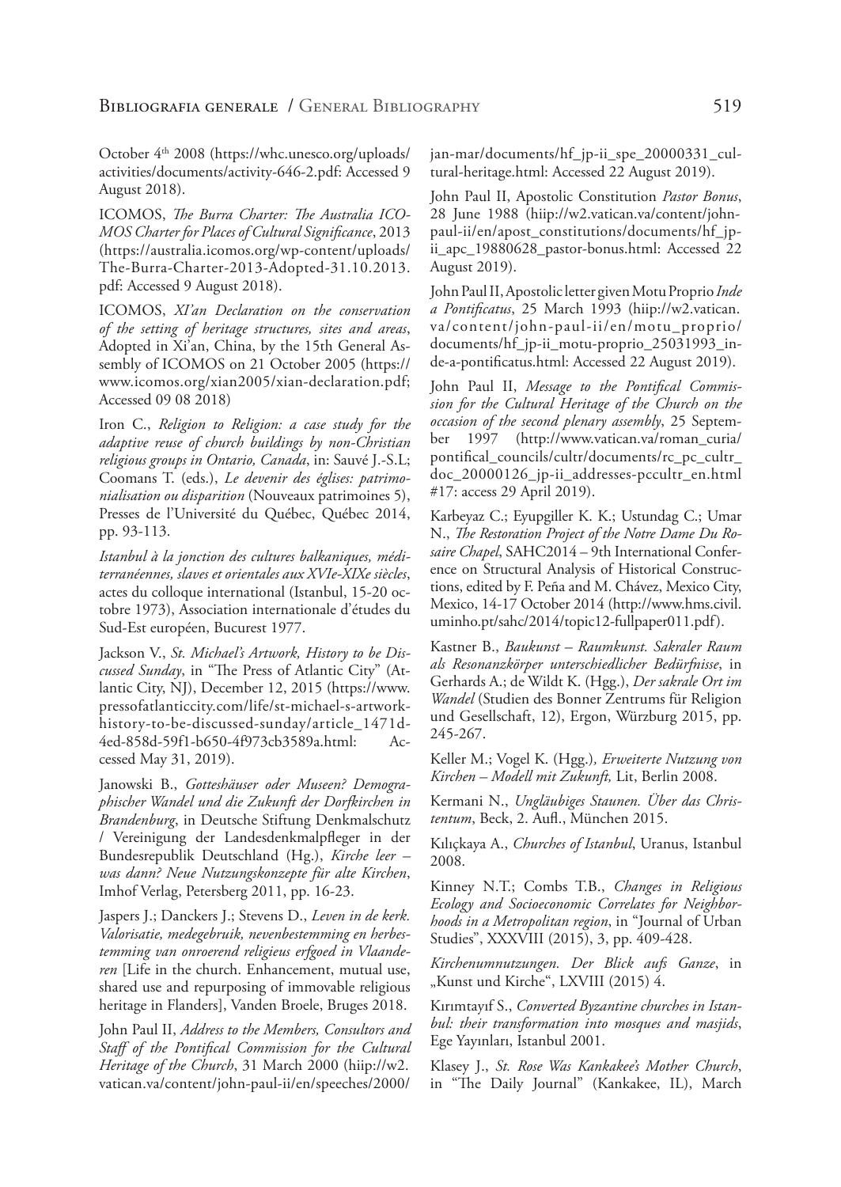October 4th 2008 (https://whc.unesco.org/uploads/activities/documents/activity-646-2.pdf: Accessed 9 August 2018).

ICOMOS, *The Burra Charter: The Australia ICOMOS Charter for Places of Cultural Significance*, 2013 (https://australia.icomos.org/wp-content/uploads/The-Burra-Charter-2013-Adopted-31.10.2013.pdf: Accessed 9 August 2018).

ICOMOS, *XI'an Declaration on the conservation of the setting of heritage structures, sites and areas*, Adopted in Xi'an, China, by the 15th General Assembly of ICOMOS on 21 October 2005 (https://www.icomos.org/xian2005/xian-declaration.pdf; Accessed 09 08 2018)

Iron C., *Religion to Religion: a case study for the adaptive reuse of church buildings by non-Christian religious groups in Ontario, Canada*, in: Sauvé J.-S.L; Coomans T. (eds.), *Le devenir des églises: patrimonialisation ou disparition* (Nouveaux patrimoines 5), Presses de l'Université du Québec, Québec 2014, pp. 93-113.

*Istanbul à la jonction des cultures balkaniques, méditerranéennes, slaves et orientales aux XVIe-XIXe siècles*, actes du colloque international (Istanbul, 15-20 octobre 1973), Association internationale d'études du Sud-Est européen, Bucurest 1977.

Jackson V., *St. Michael's Artwork, History to be Discussed Sunday*, in "The Press of Atlantic City" (Atlantic City, NJ), December 12, 2015 (https://www.pressofatlanticcity.com/life/st-michael-s-artwork-history-to-be-discussed-sunday/article_1471d-4ed-858d-59f1-b650-4f973cb3589a.html: Accessed May 31, 2019).

Janowski B., *Gotteshäuser oder Museen? Demographischer Wandel und die Zukunft der Dorfkirchen in Brandenburg*, in Deutsche Stiftung Denkmalschutz / Vereinigung der Landesdenkmalpfleger in der Bundesrepublik Deutschland (Hg.), *Kirche leer – was dann? Neue Nutzungskonzepte für alte Kirchen*, Imhof Verlag, Petersberg 2011, pp. 16-23.

Jaspers J.; Danckers J.; Stevens D., *Leven in de kerk. Valorisatie, medegebruik, nevenbestemming en herbestemming van onroerend religieus erfgoed in Vlaanderen* [Life in the church. Enhancement, mutual use, shared use and repurposing of immovable religious heritage in Flanders], Vanden Broele, Bruges 2018.

John Paul II, *Address to the Members, Consultors and Staff of the Pontifical Commission for the Cultural Heritage of the Church*, 31 March 2000 (hiip://w2.vatican.va/content/john-paul-ii/en/speeches/2000/jan-mar/documents/hf_jp-ii_spe_20000331_cultural-heritage.html: Accessed 22 August 2019).

John Paul II, Apostolic Constitution *Pastor Bonus*, 28 June 1988 (hiip://w2.vatican.va/content/john-paul-ii/en/apost_constitutions/documents/hf_jp-ii_apc_19880628_pastor-bonus.html: Accessed 22 August 2019).

John Paul II, Apostolic letter given Motu Proprio *Inde a Pontificatus*, 25 March 1993 (hiip://w2.vatican.va/content/john-paul-ii/en/motu_proprio/documents/hf_jp-ii_motu-proprio_25031993_inde-a-pontificatus.html: Accessed 22 August 2019).

John Paul II, *Message to the Pontifical Commission for the Cultural Heritage of the Church on the occasion of the second plenary assembly*, 25 September 1997 (http://www.vatican.va/roman_curia/pontifical_councils/cultr/documents/rc_pc_cultr_doc_20000126_jp-ii_addresses-pccultr_en.html #17: access 29 April 2019).

Karbeyaz C.; Eyupgiller K. K.; Ustundag C.; Umar N., *The Restoration Project of the Notre Dame Du Rosaire Chapel*, SAHC2014 – 9th International Conference on Structural Analysis of Historical Constructions, edited by F. Peña and M. Chávez, Mexico City, Mexico, 14-17 October 2014 (http://www.hms.civil.uminho.pt/sahc/2014/topic12-fullpaper011.pdf).

Kastner B., *Baukunst – Raumkunst. Sakraler Raum als Resonanzkörper unterschiedlicher Bedürfnisse*, in Gerhards A.; de Wildt K. (Hgg.), *Der sakrale Ort im Wandel* (Studien des Bonner Zentrums für Religion und Gesellschaft, 12), Ergon, Würzburg 2015, pp. 245-267.

Keller M.; Vogel K. (Hgg.)*, Erweiterte Nutzung von Kirchen – Modell mit Zukunft,* Lit, Berlin 2008.

Kermani N., *Ungläubiges Staunen. Über das Christentum*, Beck, 2. Aufl., München 2015.

Kılıçkaya A., *Churches of Istanbul*, Uranus, Istanbul 2008.

Kinney N.T.; Combs T.B., *Changes in Religious Ecology and Socioeconomic Correlates for Neighborhoods in a Metropolitan region*, in "Journal of Urban Studies", XXXVIII (2015), 3, pp. 409-428.

*Kirchenumnutzungen. Der Blick aufs Ganze*, in „Kunst und Kirche", LXVIII (2015) 4.

Kırımtayıf S., *Converted Byzantine churches in Istanbul: their transformation into mosques and masjids*, Ege Yayınları, Istanbul 2001.

Klasey J., *St. Rose Was Kankakee's Mother Church*, in "The Daily Journal" (Kankakee, IL), March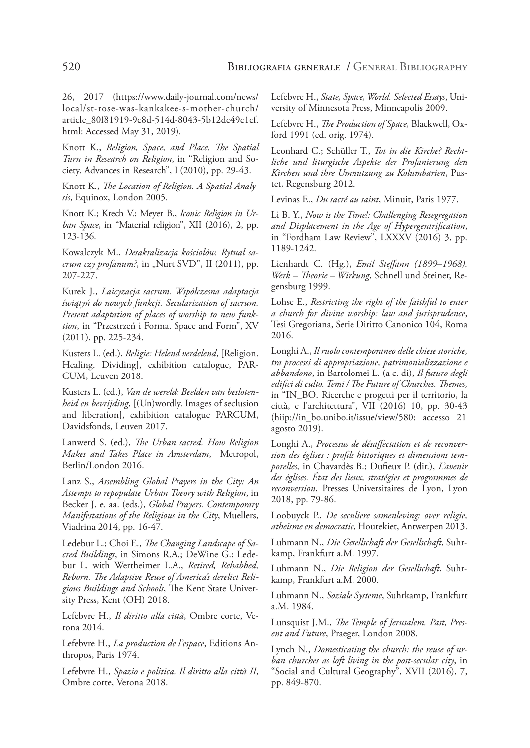26, 2017 (https://www.daily-journal.com/news/local/st-rose-was-kankakee-s-mother-church/article_80f81919-9c8d-514d-8043-5b12dc49c1cf.html: Accessed May 31, 2019).

Knott K., *Religion, Space, and Place. The Spatial Turn in Research on Religion*, in "Religion and Society. Advances in Research", I (2010), pp. 29-43.

Knott K., *The Location of Religion. A Spatial Analysis*, Equinox, London 2005.

Knott K.; Krech V.; Meyer B., *Iconic Religion in Urban Space*, in "Material religion", XII (2016), 2, pp. 123-136.

Kowalczyk M., *Desakralizacja kościołów. Rytuał sacrum czy profanum?*, in „Nurt SVD", II (2011), pp. 207-227.

Kurek J., *Laicyzacja sacrum. Współczesna adaptacja świątyń do nowych funkcji. Secularization of sacrum. Present adaptation of places of worship to new funktion*, in "Przestrzeń i Forma. Space and Form", XV (2011), pp. 225-234.

Kusters L. (ed.), *Religie: Helend verdelend*, [Religion. Healing. Dividing], exhibition catalogue, PARCUM, Leuven 2018.

Kusters L. (ed.), *Van de wereld: Beelden van beslotenheid en bevrijding*, [(Un)wordly. Images of seclusion and liberation], exhibition catalogue PARCUM, Davidsfonds, Leuven 2017.

Lanwerd S. (ed.), *The Urban sacred. How Religion Makes and Takes Place in Amsterdam*, Metropol, Berlin/London 2016.

Lanz S., *Assembling Global Prayers in the City: An Attempt to repopulate Urban Theory with Religion*, in Becker J. e. aa. (eds.), *Global Prayers. Contemporary Manifestations of the Religious in the City*, Muellers, Viadrina 2014, pp. 16-47.

Ledebur L.; Choi E., *The Changing Landscape of Sacred Buildings*, in Simons R.A.; DeWine G.; Ledebur L. with Wertheimer L.A., *Retired, Rehabbed, Reborn. The Adaptive Reuse of America's derelict Religious Buildings and Schools*, The Kent State University Press, Kent (OH) 2018.

Lefebvre H., *Il diritto alla città*, Ombre corte, Verona 2014.

Lefebvre H., *La production de l'espace*, Editions Anthropos, Paris 1974.

Lefebvre H., *Spazio e politica. Il diritto alla città II*, Ombre corte, Verona 2018.

Lefebvre H., *State, Space, World. Selected Essays*, University of Minnesota Press, Minneapolis 2009.

Lefebvre H., *The Production of Space,* Blackwell, Oxford 1991 (ed. orig. 1974).

Leonhard C.; Schüller T., *Tot in die Kirche? Rechtliche und liturgische Aspekte der Profanierung den Kirchen und ihre Umnutzung zu Kolumbarien*, Pustet, Regensburg 2012.

Levinas E., *Du sacré au saint*, Minuit, Paris 1977.

Li B. Y., *Now is the Time!: Challenging Resegregation and Displacement in the Age of Hypergentrification*, in "Fordham Law Review", LXXXV (2016) 3, pp. 1189-1242.

Lienhardt C. (Hg.), *Emil Steffann (1899–1968). Werk – Theorie – Wirkung*, Schnell und Steiner, Regensburg 1999.

Lohse E., *Restricting the right of the faithful to enter a church for divine worship: law and jurisprudence*, Tesi Gregoriana, Serie Diritto Canonico 104, Roma 2016.

Longhi A., *Il ruolo contemporaneo delle chiese storiche, tra processi di appropriazione, patrimonializzazione e abbandono*, in Bartolomei L. (a c. di), *Il futuro degli edifici di culto. Temi / The Future of Churches. Themes,* in "IN_BO. Ricerche e progetti per il territorio, la città, e l'architettura", VII (2016) 10, pp. 30-43 (hiip://in_bo.unibo.it/issue/view/580: accesso 21 agosto 2019).

Longhi A., *Processus de désaffectation et de reconversion des églises : profils historiques et dimensions temporelles,* in Chavardès B.; Dufieux P. (dir.), *L'avenir des églises. État des lieux, stratégies et programmes de reconversion*, Presses Universitaires de Lyon, Lyon 2018, pp. 79-86.

Loobuyck P., *De seculiere samenleving: over religie, atheïsme en democratie*, Houtekiet, Antwerpen 2013.

Luhmann N., *Die Gesellschaft der Gesellschaft*, Suhrkamp, Frankfurt a.M. 1997.

Luhmann N., *Die Religion der Gesellschaft*, Suhrkamp, Frankfurt a.M. 2000.

Luhmann N., *Soziale Systeme*, Suhrkamp, Frankfurt a.M. 1984.

Lunsquist J.M., *The Temple of Jerusalem. Past, Present and Future*, Praeger, London 2008.

Lynch N., *Domesticating the church: the reuse of urban churches as loft living in the post-secular city*, in "Social and Cultural Geography", XVII (2016), 7, pp. 849-870.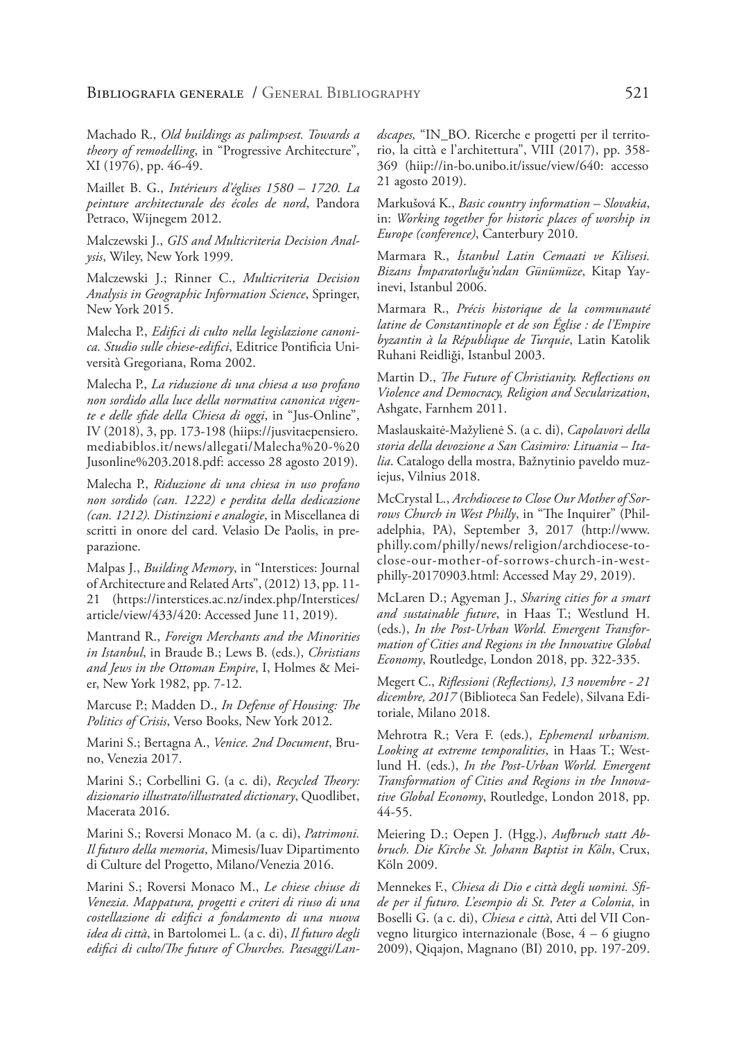Machado R., *Old buildings as palimpsest. Towards a theory of remodelling*, in "Progressive Architecture", XI (1976), pp. 46-49.

Maillet B. G., *Intérieurs d'églises 1580 – 1720. La peinture architecturale des écoles de nord*, Pandora Petraco, Wijnegem 2012.

Malczewski J., *GIS and Multicriteria Decision Analysis*, Wiley, New York 1999.

Malczewski J.; Rinner C., *Multicriteria Decision Analysis in Geographic Information Science*, Springer, New York 2015.

Malecha P., *Edifici di culto nella legislazione canonica. Studio sulle chiese-edifici*, Editrice Pontificia Università Gregoriana, Roma 2002.

Malecha P., *La riduzione di una chiesa a uso profano non sordido alla luce della normativa canonica vigente e delle sfide della Chiesa di oggi*, in "Jus-Online", IV (2018), 3, pp. 173-198 (hiips://jusvitaepensiero.mediabiblos.it/news/allegati/Malecha%20-%20Jusonline%203.2018.pdf: accesso 28 agosto 2019).

Malecha P., *Riduzione di una chiesa in uso profano non sordido (can. 1222) e perdita della dedicazione (can. 1212). Distinzioni e analogie*, in Miscellanea di scritti in onore del card. Velasio De Paolis, in preparazione.

Malpas J., *Building Memory*, in "Interstices: Journal of Architecture and Related Arts", (2012) 13, pp. 11-21 (https://interstices.ac.nz/index.php/Interstices/article/view/433/420: Accessed June 11, 2019).

Mantrand R., *Foreign Merchants and the Minorities in Istanbul*, in Braude B.; Lews B. (eds.), *Christians and Jews in the Ottoman Empire*, I, Holmes & Meier, New York 1982, pp. 7-12.

Marcuse P.; Madden D., *In Defense of Housing: The Politics of Crisis*, Verso Books, New York 2012.

Marini S.; Bertagna A., *Venice. 2nd Document*, Bruno, Venezia 2017.

Marini S.; Corbellini G. (a c. di), *Recycled Theory: dizionario illustrato/illustrated dictionary*, Quodlibet, Macerata 2016.

Marini S.; Roversi Monaco M. (a c. di), *Patrimoni. Il futuro della memoria*, Mimesis/Iuav Dipartimento di Culture del Progetto, Milano/Venezia 2016.

Marini S.; Roversi Monaco M., *Le chiese chiuse di Venezia. Mappatura, progetti e criteri di riuso di una costellazione di edifici a fondamento di una nuova idea di città*, in Bartolomei L. (a c. di), *Il futuro degli edifici di culto/The future of Churches. Paesaggi/Landscapes,* "IN_BO. Ricerche e progetti per il territorio, la città e l'architettura", VIII (2017), pp. 358-369 (hiip://in-bo.unibo.it/issue/view/640: accesso 21 agosto 2019).

Markušová K., *Basic country information – Slovakia*, in: *Working together for historic places of worship in Europe (conference)*, Canterbury 2010.

Marmara R., *İstanbul Latin Cemaati ve Kilisesi. Bizans İmparatorluğu'ndan Günümüze*, Kitap Yayinevi, Istanbul 2006.

Marmara R., *Précis historique de la communauté latine de Constantinople et de son Église : de l'Empire byzantin à la République de Turquie*, Latin Katolik Ruhani Reidliği, Istanbul 2003.

Martin D., *The Future of Christianity. Reflections on Violence and Democracy, Religion and Secularization*, Ashgate, Farnhem 2011.

Maslauskaitė-Mažylienė S. (a c. di), *Capolavori della storia della devozione a San Casimiro: Lituania – Italia*. Catalogo della mostra, Bažnytinio paveldo muziejus, Vilnius 2018.

McCrystal L., *Archdiocese to Close Our Mother of Sorrows Church in West Philly*, in "The Inquirer" (Philadelphia, PA), September 3, 2017 (http://www.philly.com/philly/news/religion/archdiocese-to-close-our-mother-of-sorrows-church-in-west-philly-20170903.html: Accessed May 29, 2019).

McLaren D.; Agyeman J., *Sharing cities for a smart and sustainable future*, in Haas T.; Westlund H. (eds.), *In the Post-Urban World. Emergent Transformation of Cities and Regions in the Innovative Global Economy*, Routledge, London 2018, pp. 322-335.

Megert C., *Riflessioni (Reflections), 13 novembre - 21 dicembre, 2017* (Biblioteca San Fedele), Silvana Editoriale, Milano 2018.

Mehrotra R.; Vera F. (eds.), *Ephemeral urbanism. Looking at extreme temporalities*, in Haas T.; Westlund H. (eds.), *In the Post-Urban World. Emergent Transformation of Cities and Regions in the Innovative Global Economy*, Routledge, London 2018, pp. 44-55.

Meiering D.; Oepen J. (Hgg.), *Aufbruch statt Abbruch. Die Kirche St. Johann Baptist in Köln*, Crux, Köln 2009.

Mennekes F., *Chiesa di Dio e città degli uomini. Sfide per il futuro. L'esempio di St. Peter a Colonia*, in Boselli G. (a c. di), *Chiesa e città*, Atti del VII Convegno liturgico internazionale (Bose, 4 – 6 giugno 2009), Qiqajon, Magnano (BI) 2010, pp. 197-209.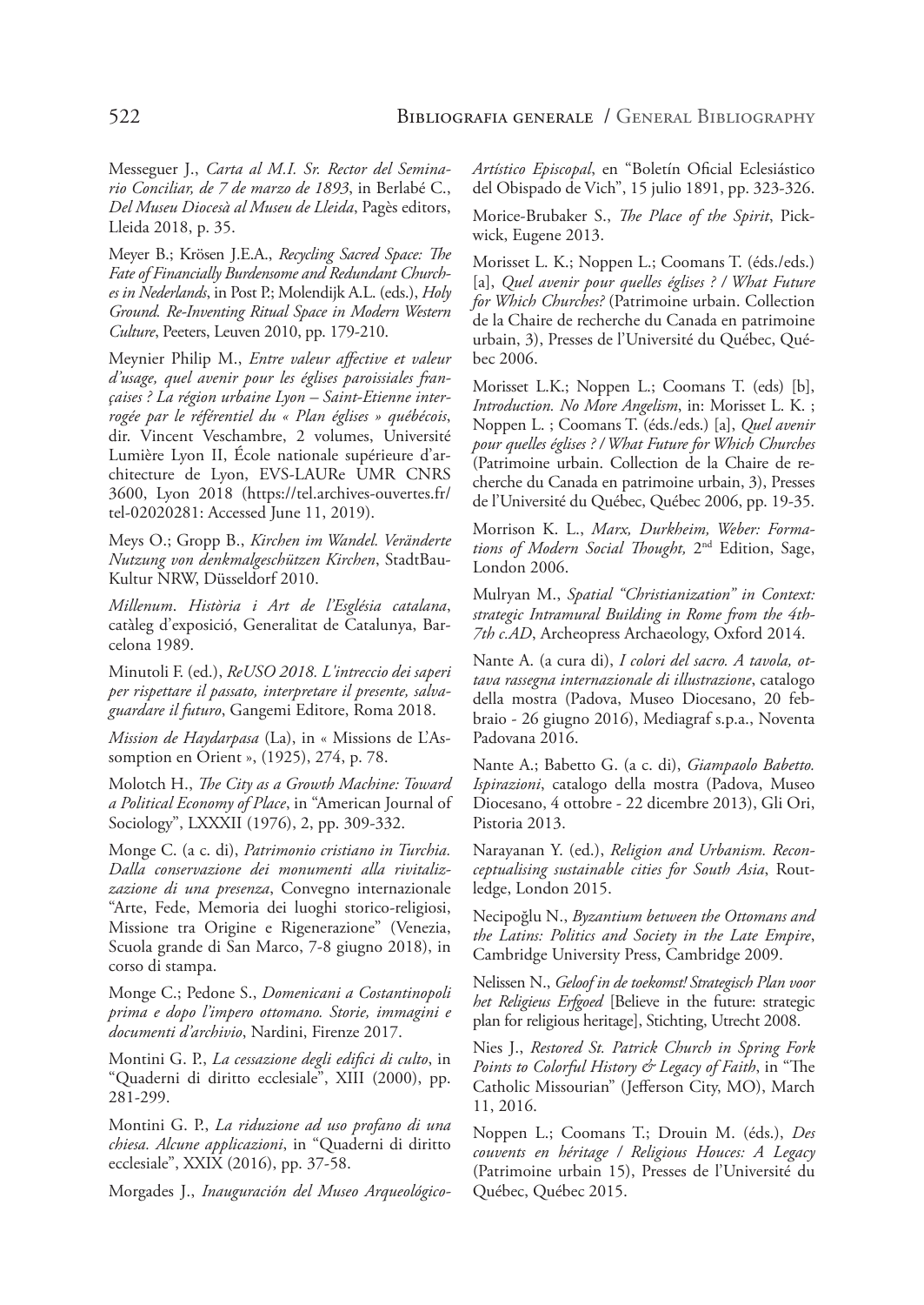Messeguer J., *Carta al M.I. Sr. Rector del Seminario Conciliar, de 7 de marzo de 1893*, in Berlabé C., *Del Museu Diocesà al Museu de Lleida*, Pagès editors, Lleida 2018, p. 35.

Meyer B.; Krösen J.E.A., *Recycling Sacred Space: The Fate of Financially Burdensome and Redundant Churches in Nederlands*, in Post P.; Molendijk A.L. (eds.), *Holy Ground. Re-Inventing Ritual Space in Modern Western Culture*, Peeters, Leuven 2010, pp. 179-210.

Meynier Philip M., *Entre valeur affective et valeur d'usage, quel avenir pour les églises paroissiales françaises ? La région urbaine Lyon – Saint-Etienne interrogée par le référentiel du « Plan églises » québécois*, dir. Vincent Veschambre, 2 volumes, Université Lumière Lyon II, École nationale supérieure d'architecture de Lyon, EVS-LAURe UMR CNRS 3600, Lyon 2018 (https://tel.archives-ouvertes.fr/tel-02020281: Accessed June 11, 2019).

Meys O.; Gropp B., *Kirchen im Wandel. Veränderte Nutzung von denkmalgeschützen Kirchen*, StadtBauKultur NRW, Düsseldorf 2010.

*Millenum. Història i Art de l'Església catalana*, catàleg d'exposició, Generalitat de Catalunya, Barcelona 1989.

Minutoli F. (ed.), *ReUSO 2018. L'intreccio dei saperi per rispettare il passato, interpretare il presente, salvaguardare il futuro*, Gangemi Editore, Roma 2018.

*Mission de Haydarpasa* (La), in « Missions de L'Assomption en Orient », (1925), 274, p. 78.

Molotch H., *The City as a Growth Machine: Toward a Political Economy of Place*, in "American Journal of Sociology", LXXXII (1976), 2, pp. 309-332.

Monge C. (a c. di), *Patrimonio cristiano in Turchia. Dalla conservazione dei monumenti alla rivitalizzazione di una presenza*, Convegno internazionale "Arte, Fede, Memoria dei luoghi storico-religiosi, Missione tra Origine e Rigenerazione" (Venezia, Scuola grande di San Marco, 7-8 giugno 2018), in corso di stampa.

Monge C.; Pedone S., *Domenicani a Costantinopoli prima e dopo l'impero ottomano. Storie, immagini e documenti d'archivio*, Nardini, Firenze 2017.

Montini G. P., *La cessazione degli edifici di culto*, in "Quaderni di diritto ecclesiale", XIII (2000), pp. 281-299.

Montini G. P., *La riduzione ad uso profano di una chiesa. Alcune applicazioni*, in "Quaderni di diritto ecclesiale", XXIX (2016), pp. 37-58.

Morgades J., *Inauguración del Museo Arqueológico-Artístico Episcopal*, en "Boletín Oficial Eclesiástico del Obispado de Vich", 15 julio 1891, pp. 323-326.

Morice-Brubaker S., *The Place of the Spirit*, Pickwick, Eugene 2013.

Morisset L. K.; Noppen L.; Coomans T. (éds./eds.) [a], *Quel avenir pour quelles églises ? / What Future for Which Churches?* (Patrimoine urbain. Collection de la Chaire de recherche du Canada en patrimoine urbain, 3), Presses de l'Université du Québec, Québec 2006.

Morisset L.K.; Noppen L.; Coomans T. (eds) [b], *Introduction. No More Angelism*, in: Morisset L. K. ; Noppen L. ; Coomans T. (éds./eds.) [a], *Quel avenir pour quelles églises ? / What Future for Which Churches* (Patrimoine urbain. Collection de la Chaire de recherche du Canada en patrimoine urbain, 3), Presses de l'Université du Québec, Québec 2006, pp. 19-35.

Morrison K. L., *Marx, Durkheim, Weber: Formations of Modern Social Thought,* 2nd Edition, Sage, London 2006.

Mulryan M., *Spatial "Christianization" in Context: strategic Intramural Building in Rome from the 4th-7th c.AD*, Archeopress Archaeology, Oxford 2014.

Nante A. (a cura di), *I colori del sacro. A tavola, ottava rassegna internazionale di illustrazione*, catalogo della mostra (Padova, Museo Diocesano, 20 febbraio - 26 giugno 2016), Mediagraf s.p.a., Noventa Padovana 2016.

Nante A.; Babetto G. (a c. di), *Giampaolo Babetto. Ispirazioni*, catalogo della mostra (Padova, Museo Diocesano, 4 ottobre - 22 dicembre 2013), Gli Ori, Pistoria 2013.

Narayanan Y. (ed.), *Religion and Urbanism. Reconceptualising sustainable cities for South Asia*, Routledge, London 2015.

Necipoğlu N., *Byzantium between the Ottomans and the Latins: Politics and Society in the Late Empire*, Cambridge University Press, Cambridge 2009.

Nelissen N., *Geloof in de toekomst! Strategisch Plan voor het Religieus Erfgoed* [Believe in the future: strategic plan for religious heritage], Stichting, Utrecht 2008.

Nies J., *Restored St. Patrick Church in Spring Fork Points to Colorful History & Legacy of Faith*, in "The Catholic Missourian" (Jefferson City, MO), March 11, 2016.

Noppen L.; Coomans T.; Drouin M. (éds.), *Des couvents en héritage / Religious Houces: A Legacy* (Patrimoine urbain 15), Presses de l'Université du Québec, Québec 2015.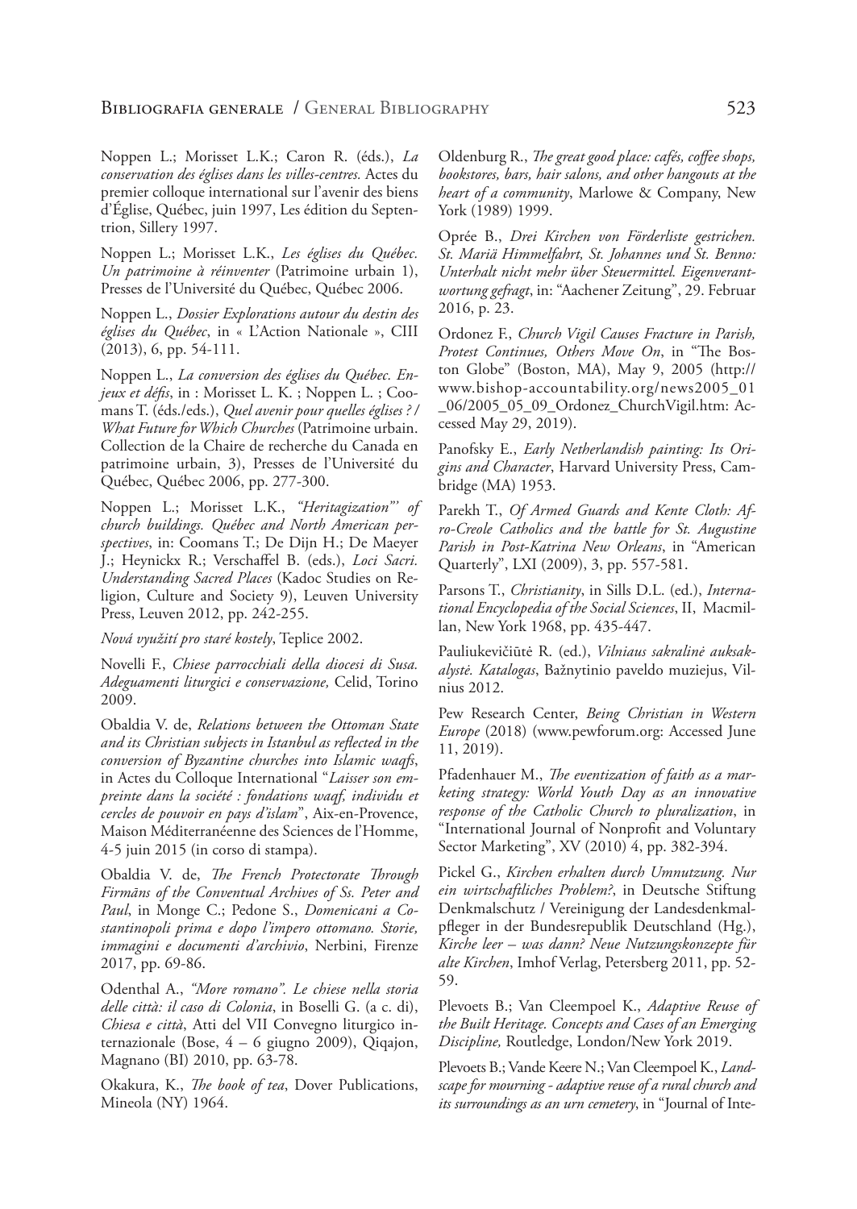Noppen L.; Morisset L.K.; Caron R. (éds.), *La conservation des églises dans les villes-centres*. Actes du premier colloque international sur l'avenir des biens d'Église, Québec, juin 1997, Les édition du Septentrion, Sillery 1997.

Noppen L.; Morisset L.K., *Les églises du Québec. Un patrimoine à réinventer* (Patrimoine urbain 1), Presses de l'Université du Québec, Québec 2006.

Noppen L., *Dossier Explorations autour du destin des églises du Québec*, in « L'Action Nationale », CIII (2013), 6, pp. 54-111.

Noppen L., *La conversion des églises du Québec. Enjeux et défis*, in : Morisset L. K. ; Noppen L. ; Coomans T. (éds./eds.), *Quel avenir pour quelles églises ? / What Future for Which Churches* (Patrimoine urbain. Collection de la Chaire de recherche du Canada en patrimoine urbain, 3), Presses de l'Université du Québec, Québec 2006, pp. 277-300.

Noppen L.; Morisset L.K., *"Heritagization"' of church buildings. Québec and North American perspectives*, in: Coomans T.; De Dijn H.; De Maeyer J.; Heynickx R.; Verschaffel B. (eds.), *Loci Sacri. Understanding Sacred Places* (Kadoc Studies on Religion, Culture and Society 9), Leuven University Press, Leuven 2012, pp. 242-255.

*Nová využití pro staré kostely*, Teplice 2002.

Novelli F., *Chiese parrocchiali della diocesi di Susa. Adeguamenti liturgici e conservazione,* Celid, Torino 2009.

Obaldia V. de, *Relations between the Ottoman State and its Christian subjects in Istanbul as reflected in the conversion of Byzantine churches into Islamic waqfs*, in Actes du Colloque International "*Laisser son empreinte dans la société : fondations waqf, individu et cercles de pouvoir en pays d'islam*", Aix-en-Provence, Maison Méditerranéenne des Sciences de l'Homme, 4-5 juin 2015 (in corso di stampa).

Obaldia V. de, *The French Protectorate Through Firmāns of the Conventual Archives of Ss. Peter and Paul*, in Monge C.; Pedone S., *Domenicani a Costantinopoli prima e dopo l'impero ottomano. Storie, immagini e documenti d'archivio*, Nerbini, Firenze 2017, pp. 69-86.

Odenthal A., *"More romano". Le chiese nella storia delle città: il caso di Colonia*, in Boselli G. (a c. di), *Chiesa e città*, Atti del VII Convegno liturgico internazionale (Bose, 4 – 6 giugno 2009), Qiqajon, Magnano (BI) 2010, pp. 63-78.

Okakura, K., *The book of tea*, Dover Publications, Mineola (NY) 1964.

Oldenburg R., *The great good place: cafés, coffee shops, bookstores, bars, hair salons, and other hangouts at the heart of a community*, Marlowe & Company, New York (1989) 1999.

Oprée B., *Drei Kirchen von Förderliste gestrichen. St. Mariä Himmelfahrt, St. Johannes und St. Benno: Unterhalt nicht mehr über Steuermittel. Eigenverantwortung gefragt*, in: "Aachener Zeitung", 29. Februar 2016, p. 23.

Ordonez F., *Church Vigil Causes Fracture in Parish, Protest Continues, Others Move On*, in "The Boston Globe" (Boston, MA), May 9, 2005 (http://www.bishop-accountability.org/news2005_01_06/2005_05_09_Ordonez_ChurchVigil.htm: Accessed May 29, 2019).

Panofsky E., *Early Netherlandish painting: Its Origins and Character*, Harvard University Press, Cambridge (MA) 1953.

Parekh T., *Of Armed Guards and Kente Cloth: Afro-Creole Catholics and the battle for St. Augustine Parish in Post-Katrina New Orleans*, in "American Quarterly", LXI (2009), 3, pp. 557-581.

Parsons T., *Christianity*, in Sills D.L. (ed.), *International Encyclopedia of the Social Sciences*, II, Macmillan, New York 1968, pp. 435-447.

Pauliukevičiūtė R. (ed.), *Vilniaus sakralinė auksakalystė. Katalogas*, Bažnytinio paveldo muziejus, Vilnius 2012.

Pew Research Center, *Being Christian in Western Europe* (2018) (www.pewforum.org: Accessed June 11, 2019).

Pfadenhauer M., *The eventization of faith as a marketing strategy: World Youth Day as an innovative response of the Catholic Church to pluralization*, in "International Journal of Nonprofit and Voluntary Sector Marketing", XV (2010) 4, pp. 382-394.

Pickel G., *Kirchen erhalten durch Umnutzung. Nur ein wirtschaftliches Problem?*, in Deutsche Stiftung Denkmalschutz / Vereinigung der Landesdenkmalpfleger in der Bundesrepublik Deutschland (Hg.), *Kirche leer – was dann? Neue Nutzungskonzepte für alte Kirchen*, Imhof Verlag, Petersberg 2011, pp. 52-59.

Plevoets B.; Van Cleempoel K., *Adaptive Reuse of the Built Heritage. Concepts and Cases of an Emerging Discipline,* Routledge, London/New York 2019.

Plevoets B.; Vande Keere N.; Van Cleempoel K., *Landscape for mourning - adaptive reuse of a rural church and its surroundings as an urn cemetery*, in "Journal of Inte-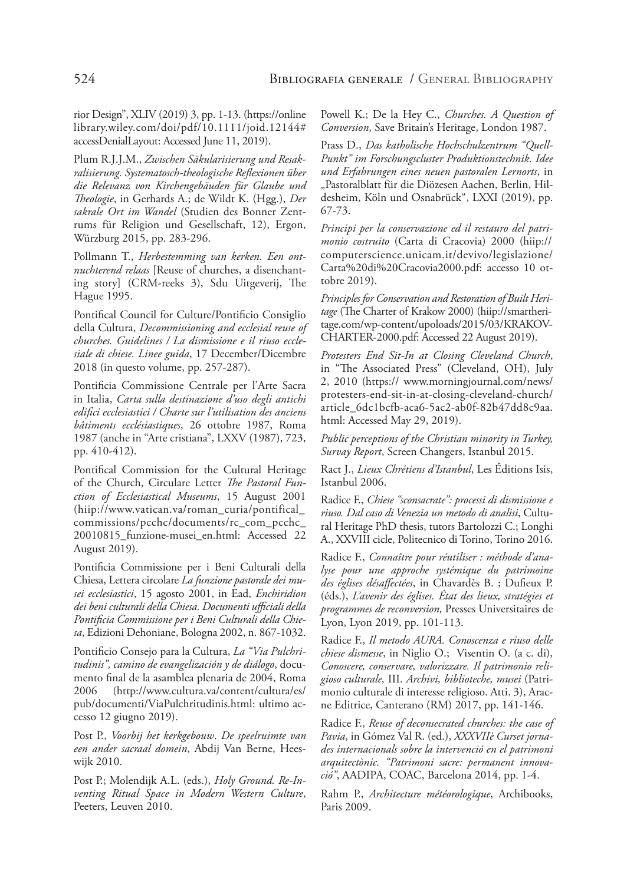rior Design", XLIV (2019) 3, pp. 1-13. (https://onlinelibrary.wiley.com/doi/pdf/10.1111/joid.12144#accessDenialLayout: Accessed June 11, 2019).

Plum R.J.J.M., *Zwischen Säkularisierung und Resakralisierung. Systematosch-theologische Reflexionen über die Relevanz von Kirchengebäuden für Glaube und Theologie*, in Gerhards A.; de Wildt K. (Hgg.), *Der sakrale Ort im Wandel* (Studien des Bonner Zentrums für Religion und Gesellschaft, 12), Ergon, Würzburg 2015, pp. 283-296.

Pollmann T., *Herbestemming van kerken. Een ontnuchterend relaas* [Reuse of churches, a disenchanting story] (CRM-reeks 3), Sdu Uitgeverij, The Hague 1995.

Pontifical Council for Culture/Pontificio Consiglio della Cultura, *Decommissioning and ecclesial reuse of churches. Guidelines / La dismissione e il riuso ecclesiale di chiese. Linee guida*, 17 December/Dicembre 2018 (in questo volume, pp. 257-287).

Pontificia Commissione Centrale per l'Arte Sacra in Italia, *Carta sulla destinazione d'uso degli antichi edifici ecclesiastici / Charte sur l'utilisation des anciens bâtiments ecclésiastiques*, 26 ottobre 1987, Roma 1987 (anche in "Arte cristiana", LXXV (1987), 723, pp. 410-412).

Pontifical Commission for the Cultural Heritage of the Church, Circulare Letter *The Pastoral Function of Ecclesiastical Museums*, 15 August 2001 (hiip://www.vatican.va/roman_curia/pontifical_commissions/pcchc/documents/rc_com_pcchc_20010815_funzione-musei_en.html: Accessed 22 August 2019).

Pontificia Commissione per i Beni Culturali della Chiesa, Lettera circolare *La funzione pastorale dei musei ecclesiastici*, 15 agosto 2001, in Ead, *Enchiridion dei beni culturali della Chiesa. Documenti ufficiali della Pontificia Commissione per i Beni Culturali della Chiesa*, Edizioni Dehoniane, Bologna 2002, n. 867-1032.

Pontificio Consejo para la Cultura, *La "Via Pulchritudinis", camino de evangelización y de diálogo*, documento final de la asamblea plenaria de 2004, Roma 2006 (http://www.cultura.va/content/cultura/es/pub/documenti/ViaPulchritudinis.html: ultimo accesso 12 giugno 2019).

Post P., *Voorbij het kerkgebouw*. *De speelruimte van een ander sacraal domein*, Abdij Van Berne, Heeswijk 2010.

Post P.; Molendijk A.L. (eds.), *Holy Ground. Re-Inventing Ritual Space in Modern Western Culture*, Peeters, Leuven 2010.

Powell K.; De la Hey C., *Churches. A Question of Conversion*, Save Britain's Heritage, London 1987.

Prass D., *Das katholische Hochschulzentrum "Quell-Punkt" im Forschungscluster Produktionstechnik. Idee und Erfahrungen eines neuen pastoralen Lernorts*, in „Pastoralblatt für die Diözesen Aachen, Berlin, Hildesheim, Köln und Osnabrück", LXXI (2019), pp. 67-73.

*Principi per la conservazione ed il restauro del patrimonio costruito* (Carta di Cracovia) 2000 (hiip://computerscience.unicam.it/devivo/legislazione/Carta%20di%20Cracovia2000.pdf: accesso 10 ottobre 2019).

*Principles for Conservation and Restoration of Built Heritage* (The Charter of Krakow 2000) (hiip://smartheritage.com/wp-content/upoloads/2015/03/KRAKOV-CHARTER-2000.pdf: Accessed 22 August 2019).

*Protesters End Sit-In at Closing Cleveland Church*, in "The Associated Press" (Cleveland, OH), July 2, 2010 (https:// www.morningjournal.com/news/protesters-end-sit-in-at-closing-cleveland-church/article_6dc1bcfb-aca6-5ac2-ab0f-82b47dd8c9aa.html: Accessed May 29, 2019).

*Public perceptions of the Christian minority in Turkey, Survay Report*, Screen Changers, Istanbul 2015.

Ract J., *Lieux Chrétiens d'Istanbul*, Les Éditions Isis, Istanbul 2006.

Radice F., *Chiese "sconsacrate": processi di dismissione e riuso. Dal caso di Venezia un metodo di analisi*, Cultural Heritage PhD thesis, tutors Bartolozzi C.; Longhi A., XXVIII cicle, Politecnico di Torino, Torino 2016.

Radice F., *Connaître pour réutiliser : méthode d'analyse pour une approche systémique du patrimoine des églises désaffectées*, in Chavardès B. ; Dufieux P. (éds.), *L'avenir des églises. État des lieux, stratégies et programmes de reconversion,* Presses Universitaires de Lyon, Lyon 2019, pp. 101-113.

Radice F., *Il metodo AURA. Conoscenza e riuso delle chiese dismesse*, in Niglio O.; Visentin O. (a c. di), *Conoscere, conservare, valorizzare. Il patrimonio religioso culturale,* III. *Archivi, biblioteche, musei* (Patrimonio culturale di interesse religioso. Atti. 3), Aracne Editrice, Canterano (RM) 2017, pp. 141-146.

Radice F., *Reuse of deconsecrated churches: the case of Pavia*, in Gómez Val R. (ed.), *XXXVIIè Curset jornades internacionals sobre la intervenció en el patrimoni arquitectònic. "Patrimoni sacre: permanent innovació"*, AADIPA, COAC, Barcelona 2014, pp. 1-4.

Rahm P., *Architecture météorologique*, Archibooks, Paris 2009.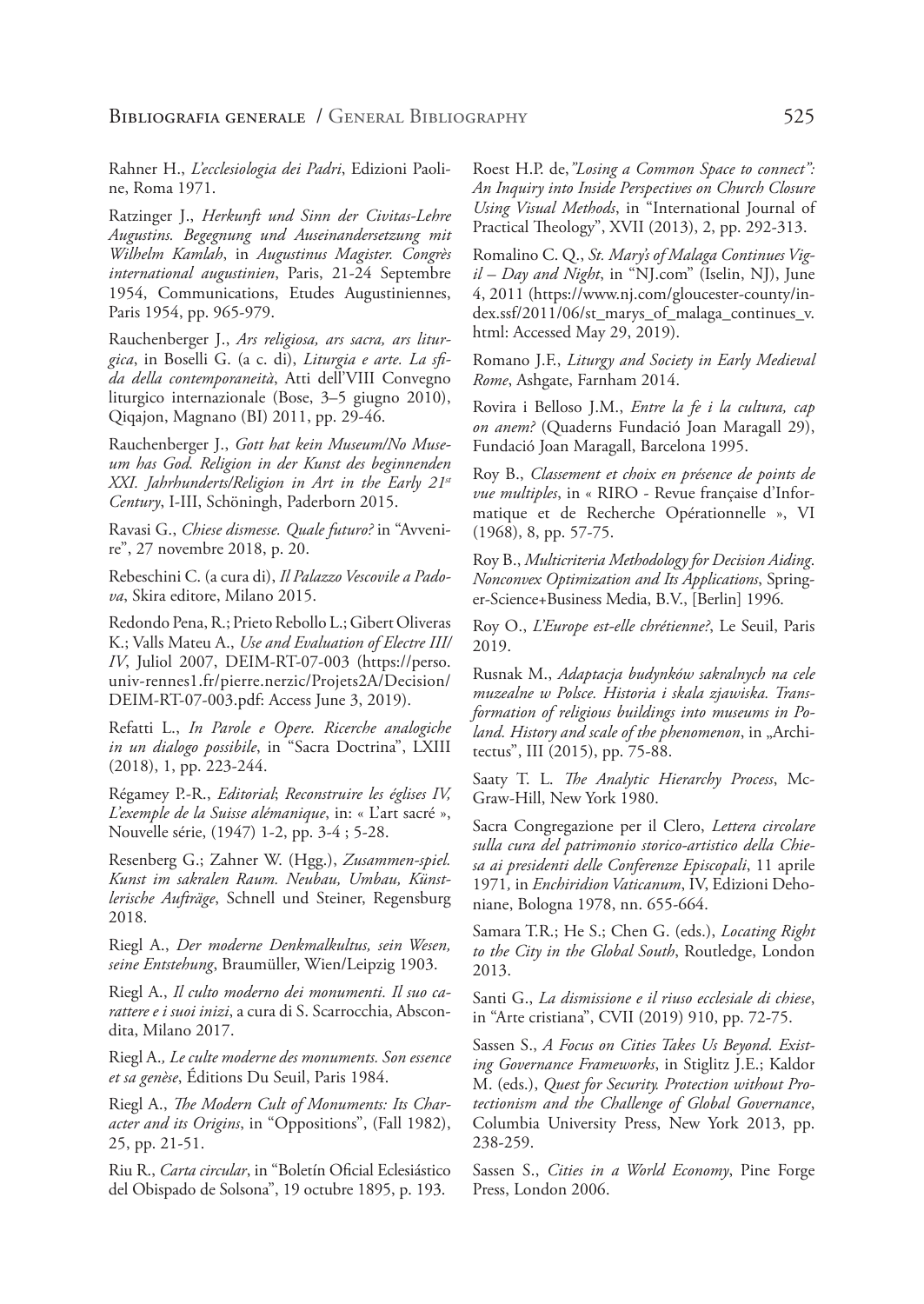Rahner H., *L'ecclesiologia dei Padri*, Edizioni Paoline, Roma 1971.

Ratzinger J., *Herkunft und Sinn der Civitas-Lehre Augustins. Begegnung und Auseinandersetzung mit Wilhelm Kamlah*, in *Augustinus Magister. Congrès international augustinien*, Paris, 21-24 Septembre 1954, Communications, Etudes Augustiniennes, Paris 1954, pp. 965-979.

Rauchenberger J., *Ars religiosa, ars sacra, ars liturgica*, in Boselli G. (a c. di), *Liturgia e arte. La sfida della contemporaneità*, Atti dell'VIII Convegno liturgico internazionale (Bose, 3–5 giugno 2010), Qiqajon, Magnano (BI) 2011, pp. 29-46.

Rauchenberger J., *Gott hat kein Museum/No Museum has God. Religion in der Kunst des beginnenden XXI. Jahrhunderts/Religion in Art in the Early 21st Century*, I-III, Schöningh, Paderborn 2015.

Ravasi G., *Chiese dismesse. Quale futuro?* in "Avvenire", 27 novembre 2018, p. 20.

Rebeschini C. (a cura di), *Il Palazzo Vescovile a Padova*, Skira editore, Milano 2015.

Redondo Pena, R.; Prieto Rebollo L.; Gibert Oliveras K.; Valls Mateu A., *Use and Evaluation of Electre III/IV*, Juliol 2007, DEIM-RT-07-003 (https://perso.univ-rennes1.fr/pierre.nerzic/Projets2A/Decision/DEIM-RT-07-003.pdf: Access June 3, 2019).

Refatti L., *In Parole e Opere. Ricerche analogiche in un dialogo possibile*, in "Sacra Doctrina", LXIII (2018), 1, pp. 223-244.

Régamey P.-R., *Editorial*; *Reconstruire les églises IV, L'exemple de la Suisse alémanique*, in: « L'art sacré », Nouvelle série, (1947) 1-2, pp. 3-4 ; 5-28.

Resenberg G.; Zahner W. (Hgg.), *Zusammen-spiel. Kunst im sakralen Raum. Neubau, Umbau, Künstlerische Aufträge*, Schnell und Steiner, Regensburg 2018.

Riegl A., *Der moderne Denkmalkultus, sein Wesen, seine Entstehung*, Braumüller, Wien/Leipzig 1903.

Riegl A., *Il culto moderno dei monumenti. Il suo carattere e i suoi inizi*, a cura di S. Scarrocchia, Abscondita, Milano 2017.

Riegl A.*, Le culte moderne des monuments. Son essence et sa genèse*, Éditions Du Seuil, Paris 1984.

Riegl A., *The Modern Cult of Monuments: Its Character and its Origins*, in "Oppositions", (Fall 1982), 25, pp. 21-51.

Riu R., *Carta circular*, in "Boletín Oficial Eclesiástico del Obispado de Solsona", 19 octubre 1895, p. 193.

Roest H.P. de,*"Losing a Common Space to connect": An Inquiry into Inside Perspectives on Church Closure Using Visual Methods*, in "International Journal of Practical Theology", XVII (2013), 2, pp. 292-313.

Romalino C. Q., *St. Mary's of Malaga Continues Vigil – Day and Night*, in "NJ.com" (Iselin, NJ), June 4, 2011 (https://www.nj.com/gloucester-county/index.ssf/2011/06/st_marys_of_malaga_continues_v.html: Accessed May 29, 2019).

Romano J.F., *Liturgy and Society in Early Medieval Rome*, Ashgate, Farnham 2014.

Rovira i Belloso J.M., *Entre la fe i la cultura, cap on anem?* (Quaderns Fundació Joan Maragall 29), Fundació Joan Maragall, Barcelona 1995.

Roy B., *Classement et choix en présence de points de vue multiples*, in « RIRO - Revue française d'Informatique et de Recherche Opérationnelle », VI (1968), 8, pp. 57-75.

Roy B., *Multicriteria Methodology for Decision Aiding. Nonconvex Optimization and Its Applications*, Springer-Science+Business Media, B.V., [Berlin] 1996.

Roy O., *L'Europe est-elle chrétienne?*, Le Seuil, Paris 2019.

Rusnak M., *Adaptacja budynków sakralnych na cele muzealne w Polsce. Historia i skala zjawiska. Transformation of religious buildings into museums in Poland. History and scale of the phenomenon*, in „Architectus", III (2015), pp. 75-88.

Saaty T. L. *The Analytic Hierarchy Process*, McGraw-Hill, New York 1980.

Sacra Congregazione per il Clero, *Lettera circolare sulla cura del patrimonio storico-artistico della Chiesa ai presidenti delle Conferenze Episcopali*, 11 aprile 1971*,* in *Enchiridion Vaticanum*, IV, Edizioni Dehoniane, Bologna 1978, nn. 655-664.

Samara T.R.; He S.; Chen G. (eds.), *Locating Right to the City in the Global South*, Routledge, London 2013.

Santi G., *La dismissione e il riuso ecclesiale di chiese*, in "Arte cristiana", CVII (2019) 910, pp. 72-75.

Sassen S., *A Focus on Cities Takes Us Beyond. Existing Governance Frameworks*, in Stiglitz J.E.; Kaldor M. (eds.), *Quest for Security. Protection without Protectionism and the Challenge of Global Governance*, Columbia University Press, New York 2013, pp. 238-259.

Sassen S., *Cities in a World Economy*, Pine Forge Press, London 2006.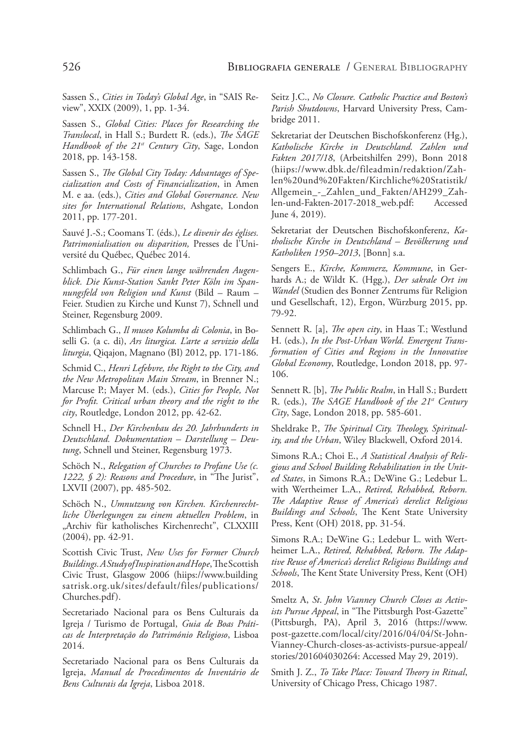Sassen S., *Cities in Today's Global Age*, in "SAIS Review", XXIX (2009), 1, pp. 1-34.

Sassen S., *Global Cities: Places for Researching the Translocal*, in Hall S.; Burdett R. (eds.), *The SAGE Handbook of the 21st Century City*, Sage, London 2018, pp. 143-158.

Sassen S., *The Global City Today: Advantages of Specialization and Costs of Financialization*, in Amen M. e aa. (eds.), *Cities and Global Governance. New sites for International Relations*, Ashgate, London 2011, pp. 177-201.

Sauvé J.-S.; Coomans T. (éds.), *Le divenir des églises. Patrimonialisation ou disparition,* Presses de l'Université du Québec, Québec 2014.

Schlimbach G., *Für einen lange währenden Augenblick. Die Kunst-Station Sankt Peter Köln im Spannungsfeld von Religion und Kunst* (Bild – Raum – Feier. Studien zu Kirche und Kunst 7), Schnell und Steiner, Regensburg 2009.

Schlimbach G., *Il museo Kolumba di Colonia*, in Boselli G. (a c. di), *Ars liturgica. L'arte a servizio della liturgia*, Qiqajon, Magnano (BI) 2012, pp. 171-186.

Schmid C., *Henri Lefebvre, the Right to the City, and the New Metropolitan Main Stream*, in Brenner N.; Marcuse P.; Mayer M. (eds.), *Cities for People, Not for Profit. Critical urban theory and the right to the city*, Routledge, London 2012, pp. 42-62.

Schnell H., *Der Kirchenbau des 20. Jahrhunderts in Deutschland. Dokumentation – Darstellung – Deutung*, Schnell und Steiner, Regensburg 1973.

Schöch N., *Relegation of Churches to Profane Use (c. 1222, § 2): Reasons and Procedure*, in "The Jurist", LXVII (2007), pp. 485-502.

Schöch N., *Umnutzung von Kirchen. Kirchenrechtliche Überlegungen zu einem aktuellen Problem*, in „Archiv für katholisches Kirchenrecht", CLXXIII (2004), pp. 42-91.

Scottish Civic Trust, *New Uses for Former Church Buildings. A Study of Inspiration and Hope*, The Scottish Civic Trust, Glasgow 2006 (hiips://www.buildingsatrisk.org.uk/sites/default/files/publications/Churches.pdf).

Secretariado Nacional para os Bens Culturais da Igreja / Turismo de Portugal, *Guia de Boas Práticas de Interpretação do Património Religioso*, Lisboa 2014.

Secretariado Nacional para os Bens Culturais da Igreja, *Manual de Procedimentos de Inventário de Bens Culturais da Igreja*, Lisboa 2018.

Seitz J.C., *No Closure. Catholic Practice and Boston's Parish Shutdowns*, Harvard University Press, Cambridge 2011.

Sekretariat der Deutschen Bischofskonferenz (Hg.), *Katholische Kirche in Deutschland. Zahlen und Fakten 2017/18*, (Arbeitshilfen 299), Bonn 2018 (hiips://www.dbk.de/fileadmin/redaktion/Zahlen%20und%20Fakten/Kirchliche%20Statistik/Allgemein_-_Zahlen_und_Fakten/AH299_Zahlen-und-Fakten-2017-2018_web.pdf: Accessed June 4, 2019).

Sekretariat der Deutschen Bischofskonferenz, *Katholische Kirche in Deutschland – Bevölkerung und Katholiken 1950–2013*, [Bonn] s.a.

Sengers E., *Kirche, Kommerz, Kommune*, in Gerhards A.; de Wildt K. (Hgg.), *Der sakrale Ort im Wandel* (Studien des Bonner Zentrums für Religion und Gesellschaft, 12), Ergon, Würzburg 2015, pp. 79-92.

Sennett R. [a], *The open city*, in Haas T.; Westlund H. (eds.), *In the Post-Urban World. Emergent Transformation of Cities and Regions in the Innovative Global Economy*, Routledge, London 2018, pp. 97-106.

Sennett R. [b], *The Public Realm*, in Hall S.; Burdett R. (eds.), *The SAGE Handbook of the 21st Century City*, Sage, London 2018, pp. 585-601.

Sheldrake P., *The Spiritual City. Theology, Spirituality, and the Urban*, Wiley Blackwell, Oxford 2014.

Simons R.A.; Choi E., *A Statistical Analysis of Religious and School Building Rehabilitation in the United States*, in Simons R.A.; DeWine G.; Ledebur L. with Wertheimer L.A., *Retired, Rehabbed, Reborn. The Adaptive Reuse of America's derelict Religious Buildings and Schools*, The Kent State University Press, Kent (OH) 2018, pp. 31-54.

Simons R.A.; DeWine G.; Ledebur L. with Wertheimer L.A., *Retired, Rehabbed, Reborn. The Adaptive Reuse of America's derelict Religious Buildings and Schools*, The Kent State University Press, Kent (OH) 2018.

Smeltz A, *St. John Vianney Church Closes as Activists Pursue Appeal*, in "The Pittsburgh Post-Gazette" (Pittsburgh, PA), April 3, 2016 (https://www.post-gazette.com/local/city/2016/04/04/St-John-Vianney-Church-closes-as-activists-pursue-appeal/stories/201604030264: Accessed May 29, 2019).

Smith J. Z., *To Take Place: Toward Theory in Ritual*, University of Chicago Press, Chicago 1987.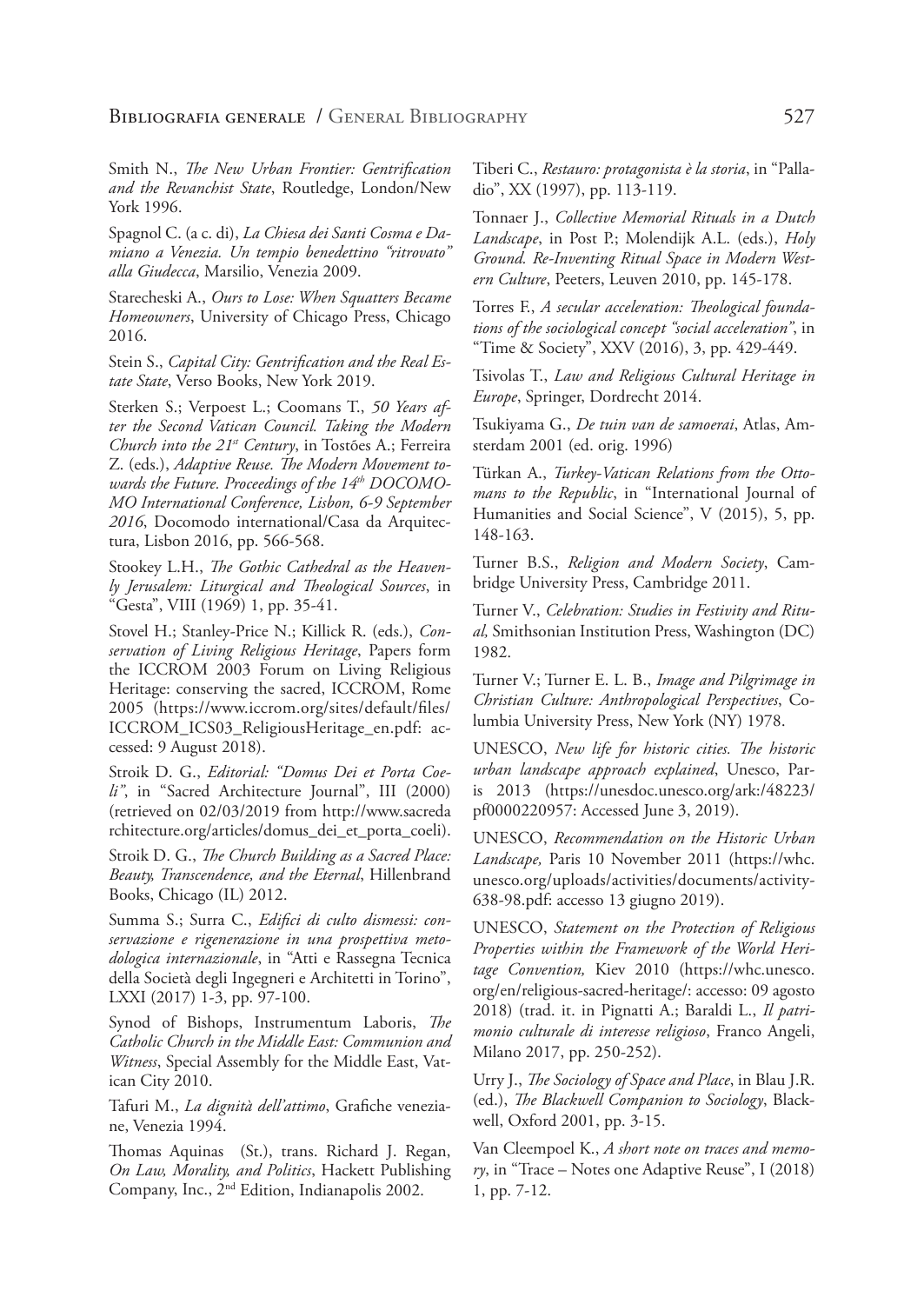Smith N., *The New Urban Frontier: Gentrification and the Revanchist State*, Routledge, London/New York 1996.

Spagnol C. (a c. di), *La Chiesa dei Santi Cosma e Damiano a Venezia. Un tempio benedettino "ritrovato" alla Giudecca*, Marsilio, Venezia 2009.

Starecheski A., *Ours to Lose: When Squatters Became Homeowners*, University of Chicago Press, Chicago 2016.

Stein S., *Capital City: Gentrification and the Real Estate State*, Verso Books, New York 2019.

Sterken S.; Verpoest L.; Coomans T., *50 Years after the Second Vatican Council. Taking the Modern Church into the 21st Century*, in Tostões A.; Ferreira Z. (eds.), *Adaptive Reuse. The Modern Movement towards the Future. Proceedings of the 14th DOCOMOMO International Conference, Lisbon, 6-9 September 2016*, Docomodo international/Casa da Arquitectura, Lisbon 2016, pp. 566-568.

Stookey L.H., *The Gothic Cathedral as the Heavenly Jerusalem: Liturgical and Theological Sources*, in "Gesta", VIII (1969) 1, pp. 35-41.

Stovel H.; Stanley-Price N.; Killick R. (eds.), *Conservation of Living Religious Heritage*, Papers form the ICCROM 2003 Forum on Living Religious Heritage: conserving the sacred, ICCROM, Rome 2005 (https://www.iccrom.org/sites/default/files/ICCROM_ICS03_ReligiousHeritage_en.pdf: accessed: 9 August 2018).

Stroik D. G., *Editorial: "Domus Dei et Porta Coeli"*, in "Sacred Architecture Journal", III (2000) (retrieved on 02/03/2019 from http://www.sacredarchitecture.org/articles/domus_dei_et_porta_coeli).

Stroik D. G., *The Church Building as a Sacred Place: Beauty, Transcendence, and the Eternal*, Hillenbrand Books, Chicago (IL) 2012.

Summa S.; Surra C., *Edifici di culto dismessi: conservazione e rigenerazione in una prospettiva metodologica internazionale*, in "Atti e Rassegna Tecnica della Società degli Ingegneri e Architetti in Torino", LXXI (2017) 1-3, pp. 97-100.

Synod of Bishops, Instrumentum Laboris, *The Catholic Church in the Middle East: Communion and Witness*, Special Assembly for the Middle East, Vatican City 2010.

Tafuri M., *La dignità dell'attimo*, Grafiche veneziane, Venezia 1994.

Thomas Aquinas (St.), trans. Richard J. Regan, *On Law, Morality, and Politics*, Hackett Publishing Company, Inc., 2nd Edition, Indianapolis 2002.

Tiberi C., *Restauro: protagonista è la storia*, in "Palladio", XX (1997), pp. 113-119.

Tonnaer J., *Collective Memorial Rituals in a Dutch Landscape*, in Post P.; Molendijk A.L. (eds.), *Holy Ground. Re-Inventing Ritual Space in Modern Western Culture*, Peeters, Leuven 2010, pp. 145-178.

Torres F., *A secular acceleration: Theological foundations of the sociological concept "social acceleration"*, in "Time & Society", XXV (2016), 3, pp. 429-449.

Tsivolas T., *Law and Religious Cultural Heritage in Europe*, Springer, Dordrecht 2014.

Tsukiyama G., *De tuin van de samoerai*, Atlas, Amsterdam 2001 (ed. orig. 1996)

Türkan A., *Turkey-Vatican Relations from the Ottomans to the Republic*, in "International Journal of Humanities and Social Science", V (2015), 5, pp. 148-163.

Turner B.S., *Religion and Modern Society*, Cambridge University Press, Cambridge 2011.

Turner V., *Celebration: Studies in Festivity and Ritual,* Smithsonian Institution Press, Washington (DC) 1982.

Turner V.; Turner E. L. B., *Image and Pilgrimage in Christian Culture: Anthropological Perspectives*, Columbia University Press, New York (NY) 1978.

UNESCO, *New life for historic cities. The historic urban landscape approach explained*, Unesco, Paris 2013 (https://unesdoc.unesco.org/ark:/48223/pf0000220957: Accessed June 3, 2019).

UNESCO, *Recommendation on the Historic Urban Landscape,* Paris 10 November 2011 (https://whc.unesco.org/uploads/activities/documents/activity-638-98.pdf: accesso 13 giugno 2019).

UNESCO, *Statement on the Protection of Religious Properties within the Framework of the World Heritage Convention,* Kiev 2010 (https://whc.unesco.org/en/religious-sacred-heritage/: accesso: 09 agosto 2018) (trad. it. in Pignatti A.; Baraldi L., *Il patrimonio culturale di interesse religioso*, Franco Angeli, Milano 2017, pp. 250-252).

Urry J., *The Sociology of Space and Place*, in Blau J.R. (ed.), *The Blackwell Companion to Sociology*, Blackwell, Oxford 2001, pp. 3-15.

Van Cleempoel K., *A short note on traces and memory*, in "Trace – Notes one Adaptive Reuse", I (2018) 1, pp. 7-12.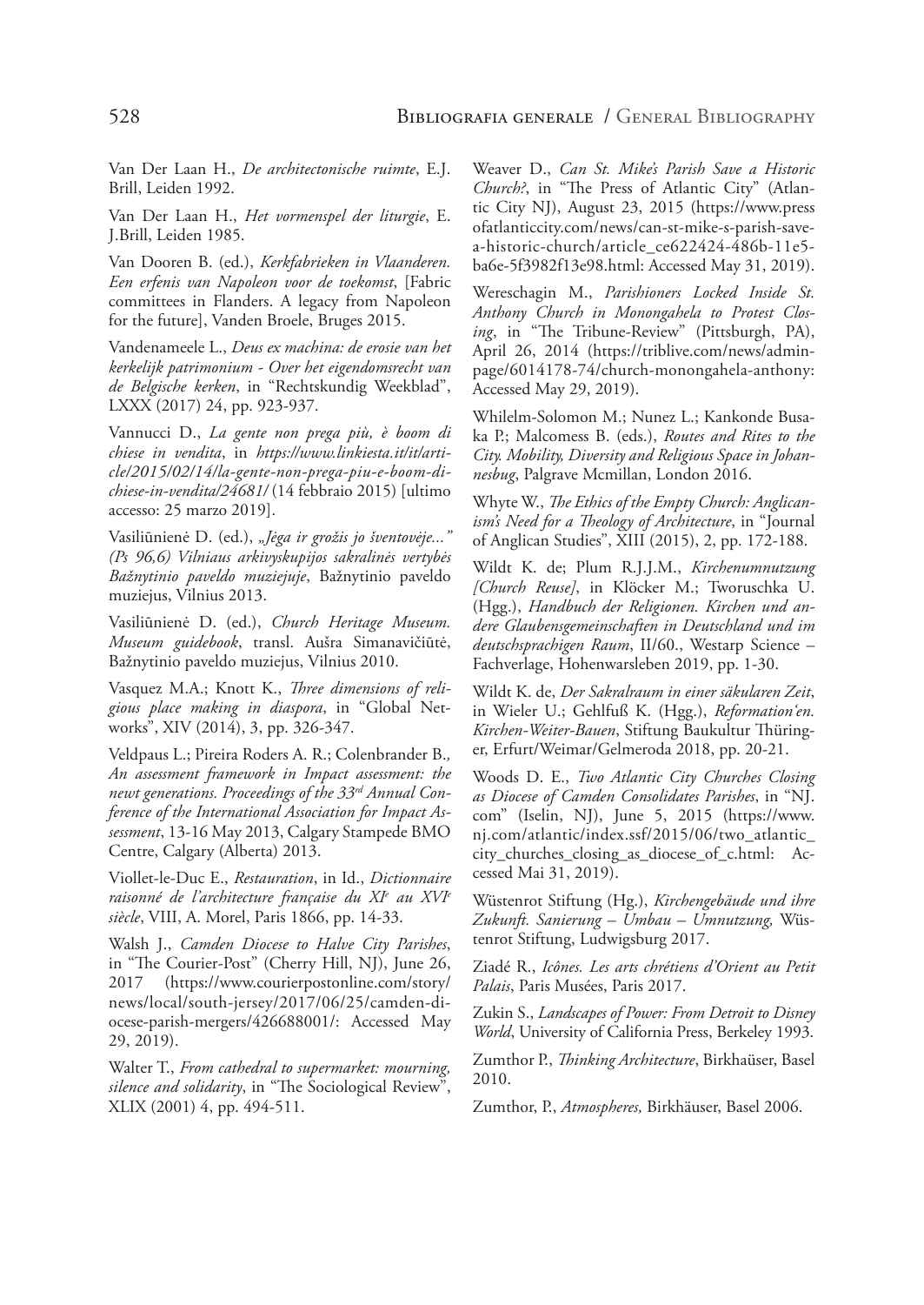Van Der Laan H., *De architectonische ruimte*, E.J. Brill, Leiden 1992.

Van Der Laan H., *Het vormenspel der liturgie*, E. J.Brill, Leiden 1985.

Van Dooren B. (ed.), *Kerkfabrieken in Vlaanderen. Een erfenis van Napoleon voor de toekomst*, [Fabric committees in Flanders. A legacy from Napoleon for the future], Vanden Broele, Bruges 2015.

Vandenameele L., *Deus ex machina: de erosie van het kerkelijk patrimonium - Over het eigendomsrecht van de Belgische kerken*, in "Rechtskundig Weekblad", LXXX (2017) 24, pp. 923-937.

Vannucci D., *La gente non prega più, è boom di chiese in vendita*, in *https://www.linkiesta.it/it/article/2015/02/14/la-gente-non-prega-piu-e-boom-di-chiese-in-vendita/24681/* (14 febbraio 2015) [ultimo accesso: 25 marzo 2019].

Vasiliūnienė D. (ed.), *„Jėga ir grožis jo šventovėje..." (Ps 96,6) Vilniaus arkivyskupijos sakralinės vertybės Bažnytinio paveldo muziejuje*, Bažnytinio paveldo muziejus, Vilnius 2013.

Vasiliūnienė D. (ed.), *Church Heritage Museum. Museum guidebook*, transl. Aušra Simanavičiūtė, Bažnytinio paveldo muziejus, Vilnius 2010.

Vasquez M.A.; Knott K., *Three dimensions of religious place making in diaspora*, in "Global Networks", XIV (2014), 3, pp. 326-347.

Veldpaus L.; Pireira Roders A. R.; Colenbrander B., *An assessment framework in Impact assessment: the newt generations. Proceedings of the 33rd Annual Conference of the International Association for Impact Assessment*, 13-16 May 2013, Calgary Stampede BMO Centre, Calgary (Alberta) 2013.

Viollet-le-Duc E., *Restauration*, in Id., *Dictionnaire raisonné de l'architecture française du XIe au XVIe siècle*, VIII, A. Morel, Paris 1866, pp. 14-33.

Walsh J., *Camden Diocese to Halve City Parishes*, in "The Courier-Post" (Cherry Hill, NJ), June 26, 2017 (https://www.courierpostonline.com/story/news/local/south-jersey/2017/06/25/camden-diocese-parish-mergers/426688001/: Accessed May 29, 2019).

Walter T., *From cathedral to supermarket: mourning, silence and solidarity*, in "The Sociological Review", XLIX (2001) 4, pp. 494-511.

Weaver D., *Can St. Mike's Parish Save a Historic Church?*, in "The Press of Atlantic City" (Atlantic City NJ), August 23, 2015 (https://www.pressofatlanticcity.com/news/can-st-mike-s-parish-save-a-historic-church/article_ce622424-486b-11e5-ba6e-5f3982f13e98.html: Accessed May 31, 2019).

Wereschagin M., *Parishioners Locked Inside St. Anthony Church in Monongahela to Protest Closing*, in "The Tribune-Review" (Pittsburgh, PA), April 26, 2014 (https://triblive.com/news/adminpage/6014178-74/church-monongahela-anthony: Accessed May 29, 2019).

Whilelm-Solomon M.; Nunez L.; Kankonde Busaka P.; Malcomess B. (eds.), *Routes and Rites to the City. Mobility, Diversity and Religious Space in Johannesbug*, Palgrave Mcmillan, London 2016.

Whyte W., *The Ethics of the Empty Church: Anglicanism's Need for a Theology of Architecture*, in "Journal of Anglican Studies", XIII (2015), 2, pp. 172-188.

Wildt K. de; Plum R.J.J.M., *Kirchenumnutzung [Church Reuse]*, in Klöcker M.; Tworuschka U. (Hgg.), *Handbuch der Religionen. Kirchen und andere Glaubensgemeinschaften in Deutschland und im deutschsprachigen Raum*, II/60., Westarp Science – Fachverlage, Hohenwarsleben 2019, pp. 1-30.

Wildt K. de, *Der Sakralraum in einer säkularen Zeit*, in Wieler U.; Gehlfuß K. (Hgg.), *Reformation'en. Kirchen-Weiter-Bauen*, Stiftung Baukultur Thüringer, Erfurt/Weimar/Gelmeroda 2018, pp. 20-21.

Woods D. E., *Two Atlantic City Churches Closing as Diocese of Camden Consolidates Parishes*, in "NJ.com" (Iselin, NJ), June 5, 2015 (https://www.nj.com/atlantic/index.ssf/2015/06/two_atlantic_city_churches_closing_as_diocese_of_c.html: Accessed Mai 31, 2019).

Wüstenrot Stiftung (Hg.), *Kirchengebäude und ihre Zukunft. Sanierung – Umbau – Umnutzung,* Wüstenrot Stiftung, Ludwigsburg 2017.

Ziadé R., *Icônes. Les arts chrétiens d'Orient au Petit Palais*, Paris Musées, Paris 2017.

Zukin S., *Landscapes of Power: From Detroit to Disney World*, University of California Press, Berkeley 1993.

Zumthor P., *Thinking Architecture*, Birkhaüser, Basel 2010.

Zumthor, P., *Atmospheres,* Birkhäuser, Basel 2006.